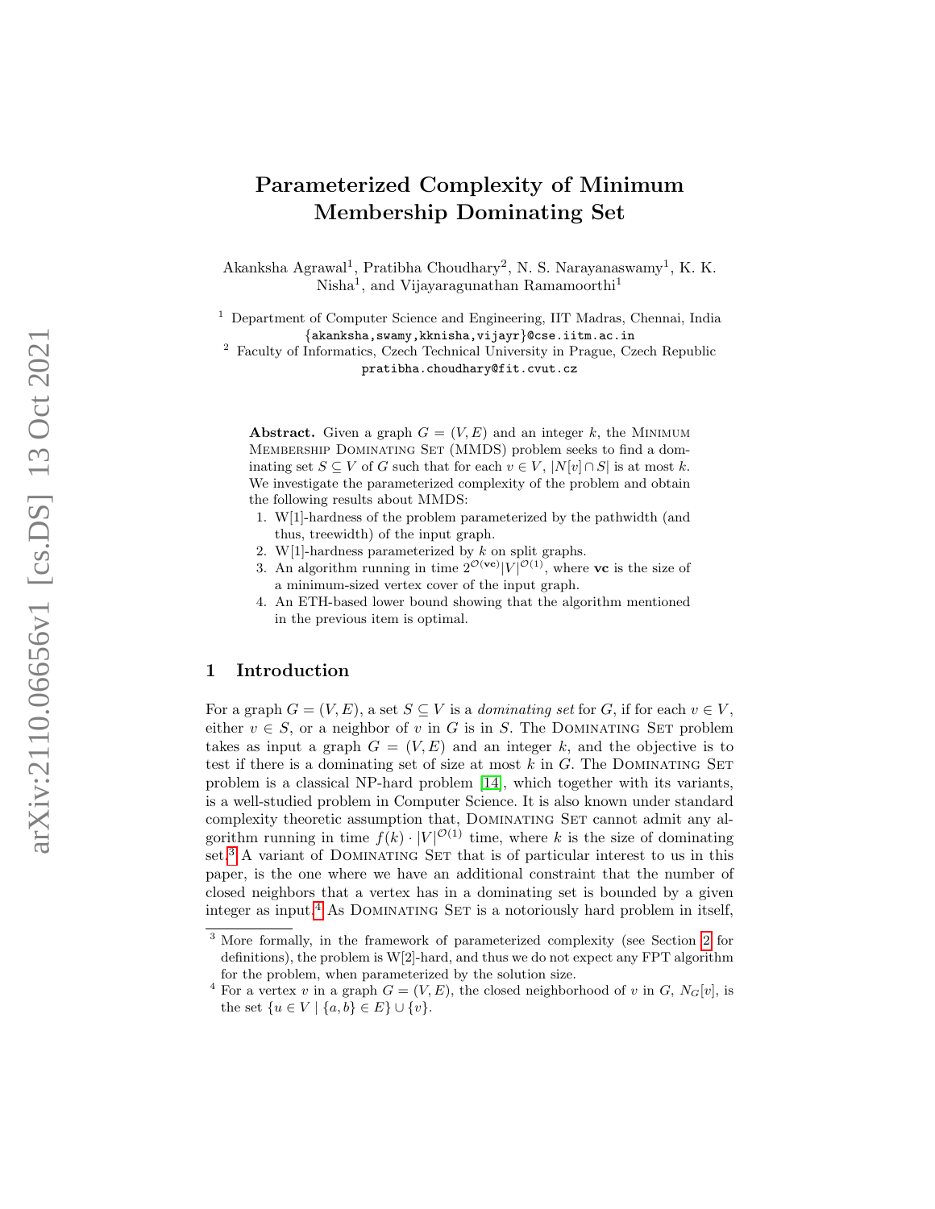# Parameterized Complexity of Minimum Membership Dominating Set

Akanksha Agrawal[1], Pratibha Choudhary[2], N. S. Narayanaswamy[1], K. K. Nisha[1], and Vijayaragunathan Ramamoorthi[1]

[1] Department of Computer Science and Engineering, IIT Madras, Chennai, India
{akanksha,swamy,kknisha,vijayr}@cse.iitm.ac.in

[2] Faculty of Informatics, Czech Technical University in Prague, Czech Republic
pratibha.choudhary@fit.cvut.cz

**Abstract.** Given a graph $G = (V, E)$ and an integer $k$, the Minimum Membership Dominating Set (MMDS) problem seeks to find a dominating set $S \subseteq V$ of $G$ such that for each $v \in V$, $|N[v] \cap S|$ is at most $k$. We investigate the parameterized complexity of the problem and obtain the following results about MMDS:

1. W[1]-hardness of the problem parameterized by the pathwidth (and thus, treewidth) of the input graph.
2. W[1]-hardness parameterized by $k$ on split graphs.
3. An algorithm running in time $2^{\mathcal{O}(\mathbf{vc})}|V|^{\mathcal{O}(1)}$, where $\mathbf{vc}$ is the size of a minimum-sized vertex cover of the input graph.
4. An ETH-based lower bound showing that the algorithm mentioned in the previous item is optimal.

## 1 Introduction

For a graph $G = (V, E)$, a set $S \subseteq V$ is a *dominating set* for $G$, if for each $v \in V$, either $v \in S$, or a neighbor of $v$ in $G$ is in $S$. The Dominating Set problem takes as input a graph $G = (V, E)$ and an integer $k$, and the objective is to test if there is a dominating set of size at most $k$ in $G$. The Dominating Set problem is a classical NP-hard problem [14], which together with its variants, is a well-studied problem in Computer Science. It is also known under standard complexity theoretic assumption that, Dominating Set cannot admit any algorithm running in time $f(k) \cdot |V|^{\mathcal{O}(1)}$ time, where $k$ is the size of dominating set.[3] A variant of Dominating Set that is of particular interest to us in this paper, is the one where we have an additional constraint that the number of closed neighbors that a vertex has in a dominating set is bounded by a given integer as input.[4] As Dominating Set is a notoriously hard problem in itself,

[3] More formally, in the framework of parameterized complexity (see Section 2 for definitions), the problem is W[2]-hard, and thus we do not expect any FPT algorithm for the problem, when parameterized by the solution size.

[4] For a vertex $v$ in a graph $G = (V, E)$, the closed neighborhood of $v$ in $G$, $N_G[v]$, is the set $\{u \in V \mid \{a, b\} \in E\} \cup \{v\}$.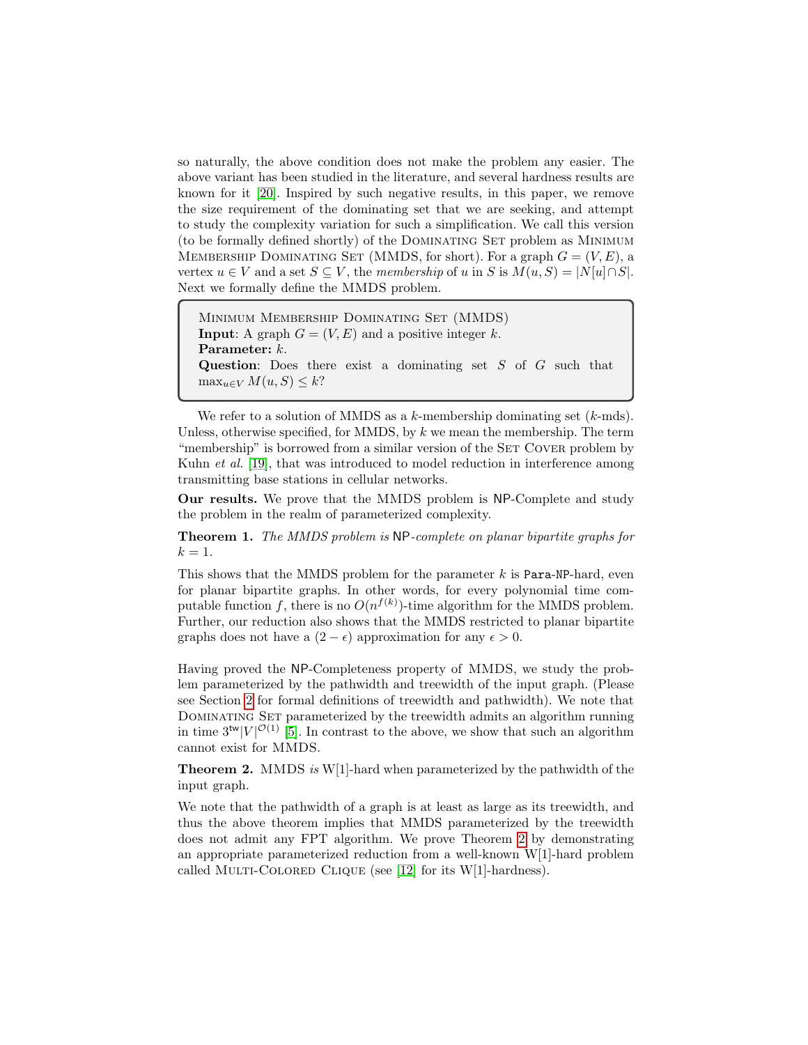so naturally, the above condition does not make the problem any easier. The above variant has been studied in the literature, and several hardness results are known for it [20]. Inspired by such negative results, in this paper, we remove the size requirement of the dominating set that we are seeking, and attempt to study the complexity variation for such a simplification. We call this version (to be formally defined shortly) of the Dominating Set problem as Minimum Membership Dominating Set (MMDS, for short). For a graph $G = (V, E)$, a vertex $u \in V$ and a set $S \subseteq V$, the *membership* of $u$ in $S$ is $M(u, S) = |N[u] \cap S|$. Next we formally define the MMDS problem.

> Minimum Membership Dominating Set (MMDS)
> **Input**: A graph $G = (V, E)$ and a positive integer $k$.
> **Parameter:** $k$.
> **Question**: Does there exist a dominating set $S$ of $G$ such that $\max_{u \in V} M(u, S) \leq k$?

We refer to a solution of MMDS as a $k$-membership dominating set ($k$-mds). Unless, otherwise specified, for MMDS, by $k$ we mean the membership. The term "membership" is borrowed from a similar version of the Set Cover problem by Kuhn *et al.* [19], that was introduced to model reduction in interference among transmitting base stations in cellular networks.

**Our results.** We prove that the MMDS problem is NP-Complete and study the problem in the realm of parameterized complexity.

**Theorem 1.** *The MMDS problem is* NP*-complete on planar bipartite graphs for* $k = 1$.

This shows that the MMDS problem for the parameter $k$ is Para-NP-hard, even for planar bipartite graphs. In other words, for every polynomial time computable function $f$, there is no $O(n^{f(k)})$-time algorithm for the MMDS problem. Further, our reduction also shows that the MMDS restricted to planar bipartite graphs does not have a $(2 - \epsilon)$ approximation for any $\epsilon > 0$.

Having proved the NP-Completeness property of MMDS, we study the problem parameterized by the pathwidth and treewidth of the input graph. (Please see Section 2 for formal definitions of treewidth and pathwidth). We note that Dominating Set parameterized by the treewidth admits an algorithm running in time $3^{\mathsf{tw}}|V|^{\mathcal{O}(1)}$ [5]. In contrast to the above, we show that such an algorithm cannot exist for MMDS.

**Theorem 2.** MMDS *is* W[1]-hard when parameterized by the pathwidth of the input graph.

We note that the pathwidth of a graph is at least as large as its treewidth, and thus the above theorem implies that MMDS parameterized by the treewidth does not admit any FPT algorithm. We prove Theorem 2 by demonstrating an appropriate parameterized reduction from a well-known W[1]-hard problem called Multi-Colored Clique (see [12] for its W[1]-hardness).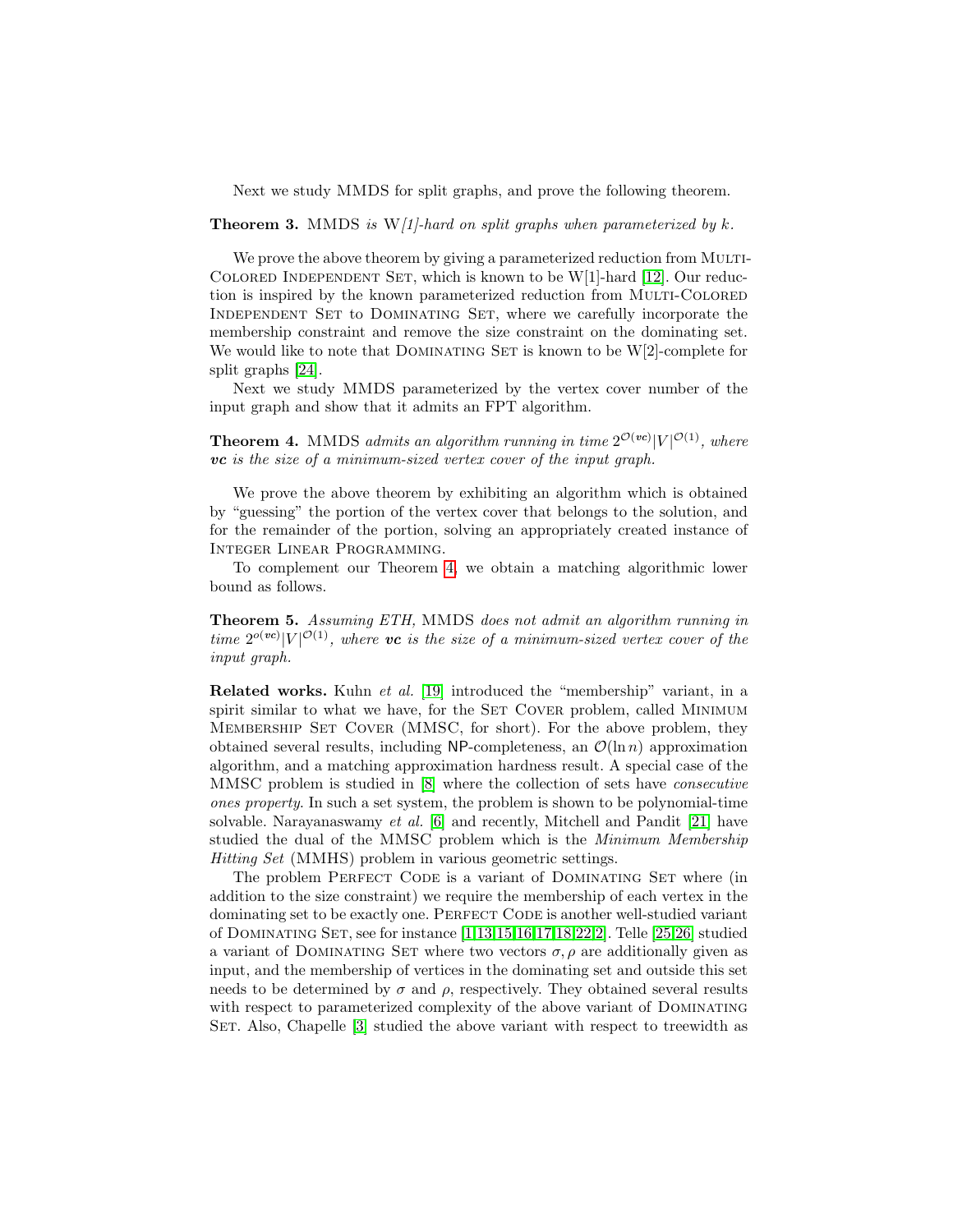Next we study MMDS for split graphs, and prove the following theorem.

**Theorem 3.** MMDS *is W[1]-hard on split graphs when parameterized by $k$.*

We prove the above theorem by giving a parameterized reduction from Multi-Colored Independent Set, which is known to be W[1]-hard [12]. Our reduction is inspired by the known parameterized reduction from Multi-Colored Independent Set to Dominating Set, where we carefully incorporate the membership constraint and remove the size constraint on the dominating set. We would like to note that Dominating Set is known to be W[2]-complete for split graphs [24].

Next we study MMDS parameterized by the vertex cover number of the input graph and show that it admits an FPT algorithm.

**Theorem 4.** MMDS *admits an algorithm running in time $2^{\mathcal{O}(\boldsymbol{vc})}|V|^{\mathcal{O}(1)}$, where $\boldsymbol{vc}$ is the size of a minimum-sized vertex cover of the input graph.*

We prove the above theorem by exhibiting an algorithm which is obtained by "guessing" the portion of the vertex cover that belongs to the solution, and for the remainder of the portion, solving an appropriately created instance of Integer Linear Programming.

To complement our Theorem 4, we obtain a matching algorithmic lower bound as follows.

**Theorem 5.** *Assuming ETH,* MMDS *does not admit an algorithm running in time $2^{o(\boldsymbol{vc})}|V|^{\mathcal{O}(1)}$, where $\boldsymbol{vc}$ is the size of a minimum-sized vertex cover of the input graph.*

**Related works.** Kuhn *et al.* [19] introduced the "membership" variant, in a spirit similar to what we have, for the Set Cover problem, called Minimum Membership Set Cover (MMSC, for short). For the above problem, they obtained several results, including NP-completeness, an $\mathcal{O}(\ln n)$ approximation algorithm, and a matching approximation hardness result. A special case of the MMSC problem is studied in [8] where the collection of sets have *consecutive ones property*. In such a set system, the problem is shown to be polynomial-time solvable. Narayanaswamy *et al.* [6] and recently, Mitchell and Pandit [21] have studied the dual of the MMSC problem which is the *Minimum Membership Hitting Set* (MMHS) problem in various geometric settings.

The problem Perfect Code is a variant of Dominating Set where (in addition to the size constraint) we require the membership of each vertex in the dominating set to be exactly one. Perfect Code is another well-studied variant of Dominating Set, see for instance [1,13,15,16,17,18,22,2]. Telle [25,26] studied a variant of Dominating Set where two vectors $\sigma, \rho$ are additionally given as input, and the membership of vertices in the dominating set and outside this set needs to be determined by $\sigma$ and $\rho$, respectively. They obtained several results with respect to parameterized complexity of the above variant of Dominating Set. Also, Chapelle [3] studied the above variant with respect to treewidth as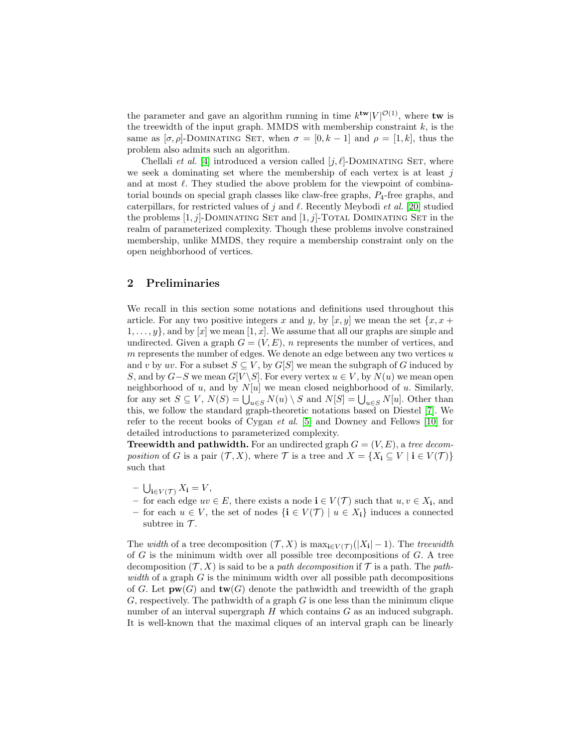the parameter and gave an algorithm running in time $k^{\mathbf{tw}}|V|^{\mathcal{O}(1)}$, where $\mathbf{tw}$ is the treewidth of the input graph. MMDS with membership constraint $k$, is the same as $[\sigma, \rho]$-Dominating Set, when $\sigma = [0, k-1]$ and $\rho = [1, k]$, thus the problem also admits such an algorithm.

Chellali *et al.* [4] introduced a version called $[j, \ell]$-Dominating Set, where we seek a dominating set where the membership of each vertex is at least $j$ and at most $\ell$. They studied the above problem for the viewpoint of combinatorial bounds on special graph classes like claw-free graphs, $P_4$-free graphs, and caterpillars, for restricted values of $j$ and $\ell$. Recently Meybodi *et al.* [20] studied the problems $[1, j]$-Dominating Set and $[1, j]$-Total Dominating Set in the realm of parameterized complexity. Though these problems involve constrained membership, unlike MMDS, they require a membership constraint only on the open neighborhood of vertices.

## 2 Preliminaries

We recall in this section some notations and definitions used throughout this article. For any two positive integers $x$ and $y$, by $[x, y]$ we mean the set $\{x, x+1, \ldots, y\}$, and by $[x]$ we mean $[1, x]$. We assume that all our graphs are simple and undirected. Given a graph $G = (V, E)$, $n$ represents the number of vertices, and $m$ represents the number of edges. We denote an edge between any two vertices $u$ and $v$ by $uv$. For a subset $S \subseteq V$, by $G[S]$ we mean the subgraph of $G$ induced by $S$, and by $G - S$ we mean $G[V \setminus S]$. For every vertex $u \in V$, by $N(u)$ we mean open neighborhood of $u$, and by $N[u]$ we mean closed neighborhood of $u$. Similarly, for any set $S \subseteq V$, $N(S) = \bigcup_{u \in S} N(u) \setminus S$ and $N[S] = \bigcup_{u \in S} N[u]$. Other than this, we follow the standard graph-theoretic notations based on Diestel [7]. We refer to the recent books of Cygan *et al.* [5] and Downey and Fellows [10] for detailed introductions to parameterized complexity.

**Treewidth and pathwidth.** For an undirected graph $G = (V, E)$, a *tree decomposition* of $G$ is a pair $(\mathcal{T}, X)$, where $\mathcal{T}$ is a tree and $X = \{X_{\mathbf{i}} \subseteq V \mid \mathbf{i} \in V(\mathcal{T})\}$ such that

- $\bigcup_{\mathbf{i} \in V(\mathcal{T})} X_{\mathbf{i}} = V$,
- for each edge $uv \in E$, there exists a node $\mathbf{i} \in V(\mathcal{T})$ such that $u, v \in X_{\mathbf{i}}$, and
- for each $u \in V$, the set of nodes $\{\mathbf{i} \in V(\mathcal{T}) \mid u \in X_{\mathbf{i}}\}$ induces a connected subtree in $\mathcal{T}$.

The *width* of a tree decomposition $(\mathcal{T}, X)$ is $\max_{\mathbf{i} \in V(\mathcal{T})}(|X_{\mathbf{i}}| - 1)$. The *treewidth* of $G$ is the minimum width over all possible tree decompositions of $G$. A tree decomposition $(\mathcal{T}, X)$ is said to be a *path decomposition* if $\mathcal{T}$ is a path. The *pathwidth* of a graph $G$ is the minimum width over all possible path decompositions of $G$. Let $\mathbf{pw}(G)$ and $\mathbf{tw}(G)$ denote the pathwidth and treewidth of the graph $G$, respectively. The pathwidth of a graph $G$ is one less than the minimum clique number of an interval supergraph $H$ which contains $G$ as an induced subgraph. It is well-known that the maximal cliques of an interval graph can be linearly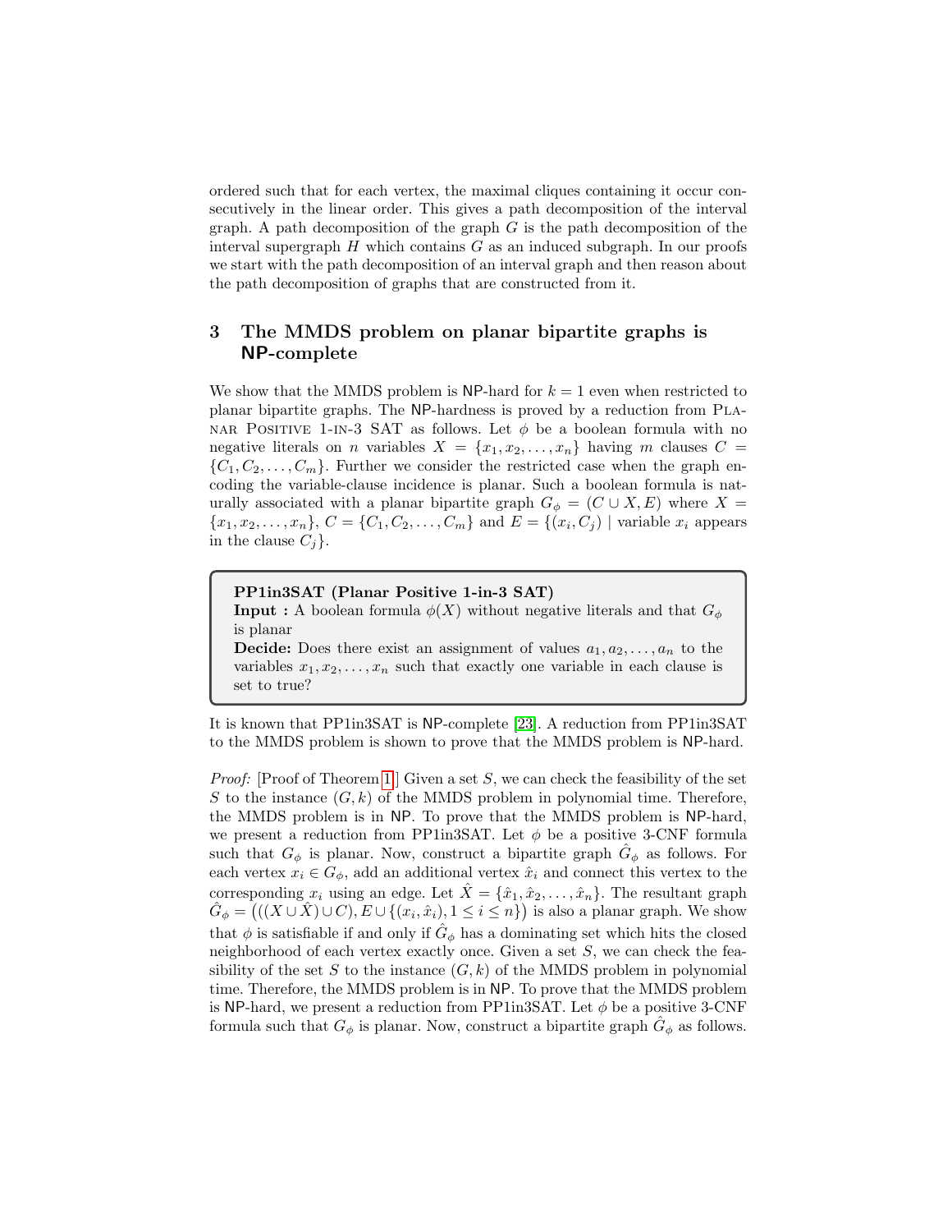ordered such that for each vertex, the maximal cliques containing it occur consecutively in the linear order. This gives a path decomposition of the interval graph. A path decomposition of the graph $G$ is the path decomposition of the interval supergraph $H$ which contains $G$ as an induced subgraph. In our proofs we start with the path decomposition of an interval graph and then reason about the path decomposition of graphs that are constructed from it.

## 3 The MMDS problem on planar bipartite graphs is NP-complete

We show that the MMDS problem is NP-hard for $k = 1$ even when restricted to planar bipartite graphs. The NP-hardness is proved by a reduction from Planar Positive 1-in-3 SAT as follows. Let $\phi$ be a boolean formula with no negative literals on $n$ variables $X = \{x_1, x_2, \ldots, x_n\}$ having $m$ clauses $C = \{C_1, C_2, \ldots, C_m\}$. Further we consider the restricted case when the graph encoding the variable-clause incidence is planar. Such a boolean formula is naturally associated with a planar bipartite graph $G_\phi = (C \cup X, E)$ where $X = \{x_1, x_2, \ldots, x_n\}$, $C = \{C_1, C_2, \ldots, C_m\}$ and $E = \{(x_i, C_j) \mid$ variable $x_i$ appears in the clause $C_j\}$.

> **PP1in3SAT (Planar Positive 1-in-3 SAT)**
> **Input :** A boolean formula $\phi(X)$ without negative literals and that $G_\phi$ is planar
> **Decide:** Does there exist an assignment of values $a_1, a_2, \ldots, a_n$ to the variables $x_1, x_2, \ldots, x_n$ such that exactly one variable in each clause is set to true?

It is known that PP1in3SAT is NP-complete [23]. A reduction from PP1in3SAT to the MMDS problem is shown to prove that the MMDS problem is NP-hard.

*Proof:* [Proof of Theorem 1] Given a set $S$, we can check the feasibility of the set $S$ to the instance $(G, k)$ of the MMDS problem in polynomial time. Therefore, the MMDS problem is in NP. To prove that the MMDS problem is NP-hard, we present a reduction from PP1in3SAT. Let $\phi$ be a positive 3-CNF formula such that $G_\phi$ is planar. Now, construct a bipartite graph $\hat{G}_\phi$ as follows. For each vertex $x_i \in G_\phi$, add an additional vertex $\hat{x}_i$ and connect this vertex to the corresponding $x_i$ using an edge. Let $\hat{X} = \{\hat{x}_1, \hat{x}_2, \ldots, \hat{x}_n\}$. The resultant graph $\hat{G}_\phi = \big(((X \cup \hat{X}) \cup C), E \cup \{(x_i, \hat{x}_i), 1 \leq i \leq n\}\big)$ is also a planar graph. We show that $\phi$ is satisfiable if and only if $\hat{G}_\phi$ has a dominating set which hits the closed neighborhood of each vertex exactly once. Given a set $S$, we can check the feasibility of the set $S$ to the instance $(G, k)$ of the MMDS problem in polynomial time. Therefore, the MMDS problem is in NP. To prove that the MMDS problem is NP-hard, we present a reduction from PP1in3SAT. Let $\phi$ be a positive 3-CNF formula such that $G_\phi$ is planar. Now, construct a bipartite graph $\hat{G}_\phi$ as follows.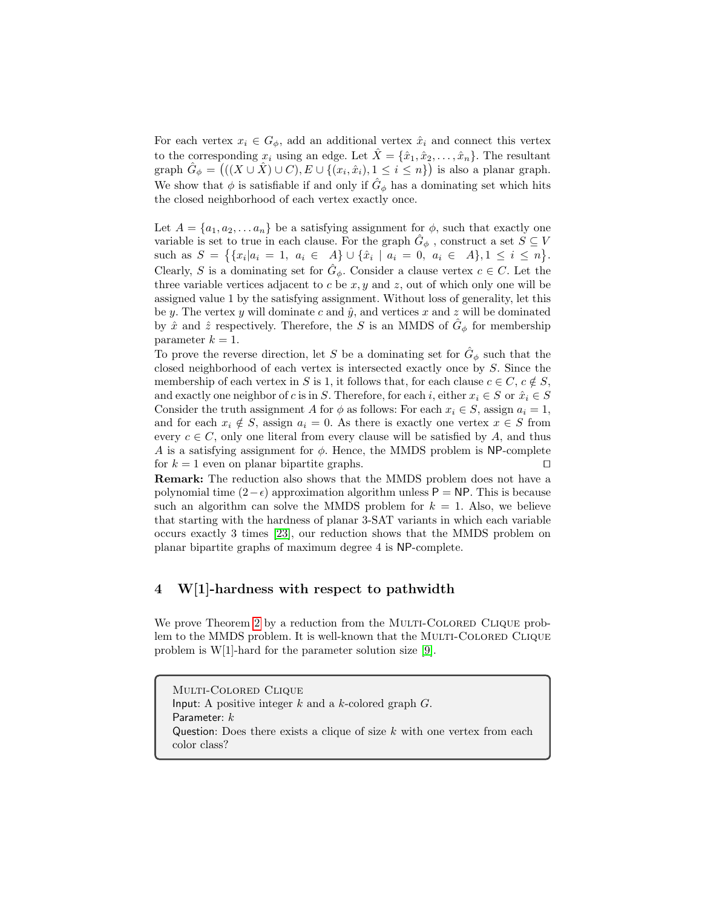For each vertex $x_i \in G_\phi$, add an additional vertex $\hat{x}_i$ and connect this vertex to the corresponding $x_i$ using an edge. Let $\hat{X} = \{\hat{x}_1, \hat{x}_2, \ldots, \hat{x}_n\}$. The resultant graph $\hat{G}_\phi = \big(((X \cup \hat{X}) \cup C), E \cup \{(x_i, \hat{x}_i), 1 \leq i \leq n\}\big)$ is also a planar graph. We show that $\phi$ is satisfiable if and only if $\hat{G}_\phi$ has a dominating set which hits the closed neighborhood of each vertex exactly once.

Let $A = \{a_1, a_2, \ldots a_n\}$ be a satisfying assignment for $\phi$, such that exactly one variable is set to true in each clause. For the graph $\hat{G}_\phi$ , construct a set $S \subseteq V$ such as $S = \big\{\{x_i | a_i = 1,\ a_i \in\ A\} \cup \{\hat{x}_i \mid a_i = 0,\ a_i \in\ A\}, 1 \leq i \leq n\big\}$. Clearly, $S$ is a dominating set for $\hat{G}_\phi$. Consider a clause vertex $c \in C$. Let the three variable vertices adjacent to $c$ be $x, y$ and $z$, out of which only one will be assigned value 1 by the satisfying assignment. Without loss of generality, let this be $y$. The vertex $y$ will dominate $c$ and $\hat{y}$, and vertices $x$ and $z$ will be dominated by $\hat{x}$ and $\hat{z}$ respectively. Therefore, the $S$ is an MMDS of $\hat{G}_\phi$ for membership parameter $k = 1$.
To prove the reverse direction, let $S$ be a dominating set for $\hat{G}_\phi$ such that the closed neighborhood of each vertex is intersected exactly once by $S$. Since the membership of each vertex in $S$ is 1, it follows that, for each clause $c \in C$, $c \notin S$, and exactly one neighbor of $c$ is in $S$. Therefore, for each $i$, either $x_i \in S$ or $\hat{x}_i \in S$ Consider the truth assignment $A$ for $\phi$ as follows: For each $x_i \in S$, assign $a_i = 1$, and for each $x_i \notin S$, assign $a_i = 0$. As there is exactly one vertex $x \in S$ from every $c \in C$, only one literal from every clause will be satisfied by $A$, and thus $A$ is a satisfying assignment for $\phi$. Hence, the MMDS problem is NP-complete for $k = 1$ even on planar bipartite graphs. ◻

**Remark:** The reduction also shows that the MMDS problem does not have a polynomial time $(2-\epsilon)$ approximation algorithm unless P = NP. This is because such an algorithm can solve the MMDS problem for $k = 1$. Also, we believe that starting with the hardness of planar 3-SAT variants in which each variable occurs exactly 3 times [23], our reduction shows that the MMDS problem on planar bipartite graphs of maximum degree 4 is NP-complete.

## 4 W[1]-hardness with respect to pathwidth

We prove Theorem 2 by a reduction from the Multi-Colored Clique problem to the MMDS problem. It is well-known that the Multi-Colored Clique problem is W[1]-hard for the parameter solution size [9].

> Multi-Colored Clique
> Input: A positive integer $k$ and a $k$-colored graph $G$.
> Parameter: $k$
> Question: Does there exists a clique of size $k$ with one vertex from each color class?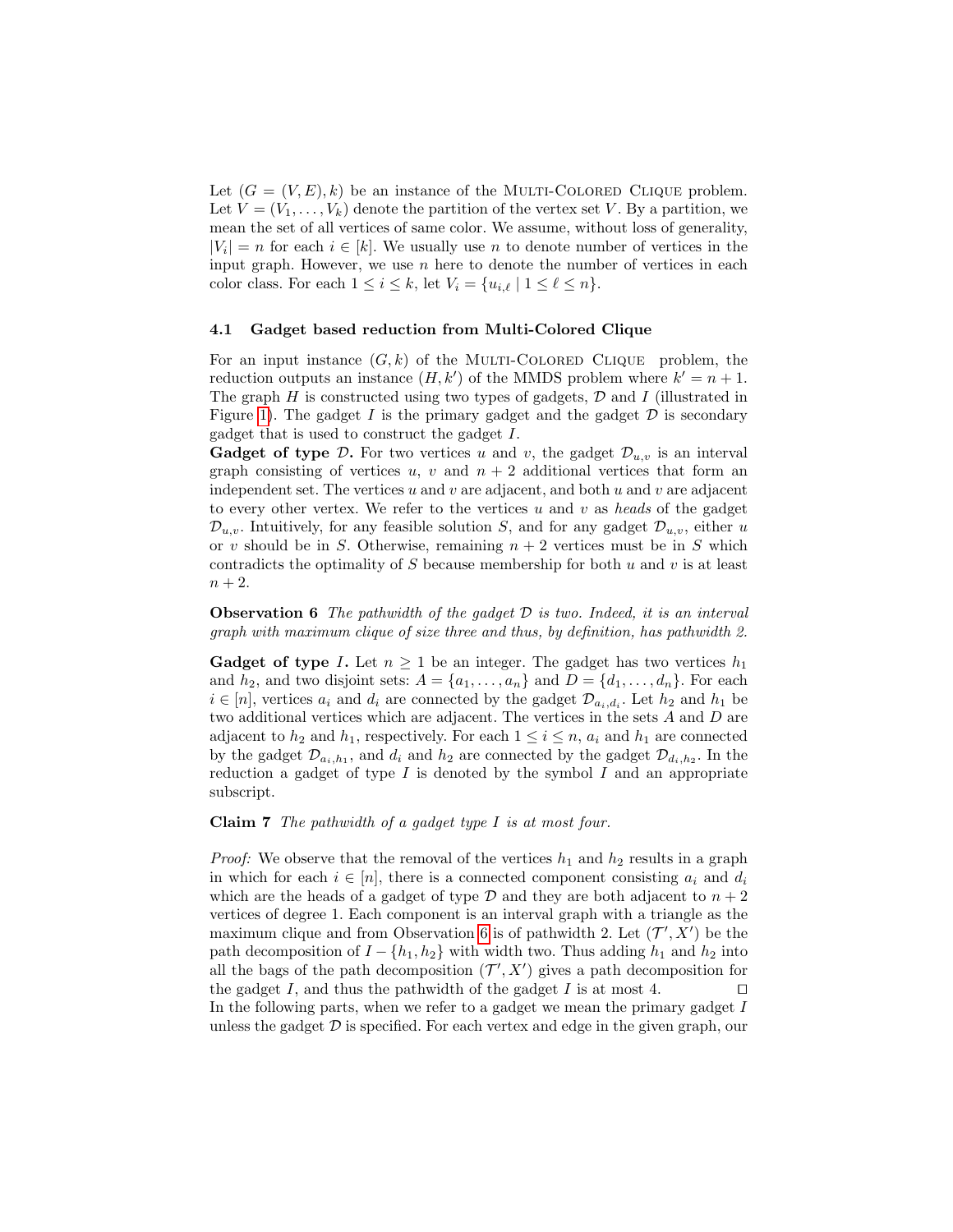Let $(G = (V, E), k)$ be an instance of the Multi-Colored Clique problem. Let $V = (V_1, \ldots, V_k)$ denote the partition of the vertex set $V$. By a partition, we mean the set of all vertices of same color. We assume, without loss of generality, $|V_i| = n$ for each $i \in [k]$. We usually use $n$ to denote number of vertices in the input graph. However, we use $n$ here to denote the number of vertices in each color class. For each $1 \leq i \leq k$, let $V_i = \{u_{i,\ell} \mid 1 \leq \ell \leq n\}$.

### 4.1 Gadget based reduction from Multi-Colored Clique

For an input instance $(G, k)$ of the Multi-Colored Clique problem, the reduction outputs an instance $(H, k')$ of the MMDS problem where $k' = n + 1$. The graph $H$ is constructed using two types of gadgets, $\mathcal{D}$ and $I$ (illustrated in Figure 1). The gadget $I$ is the primary gadget and the gadget $\mathcal{D}$ is secondary gadget that is used to construct the gadget $I$.

**Gadget of type $\mathcal{D}$.** For two vertices $u$ and $v$, the gadget $\mathcal{D}_{u,v}$ is an interval graph consisting of vertices $u$, $v$ and $n + 2$ additional vertices that form an independent set. The vertices $u$ and $v$ are adjacent, and both $u$ and $v$ are adjacent to every other vertex. We refer to the vertices $u$ and $v$ as *heads* of the gadget $\mathcal{D}_{u,v}$. Intuitively, for any feasible solution $S$, and for any gadget $\mathcal{D}_{u,v}$, either $u$ or $v$ should be in $S$. Otherwise, remaining $n + 2$ vertices must be in $S$ which contradicts the optimality of $S$ because membership for both $u$ and $v$ is at least $n + 2$.

**Observation 6** *The pathwidth of the gadget $\mathcal{D}$ is two. Indeed, it is an interval graph with maximum clique of size three and thus, by definition, has pathwidth 2.*

**Gadget of type $I$.** Let $n \geq 1$ be an integer. The gadget has two vertices $h_1$ and $h_2$, and two disjoint sets: $A = \{a_1, \ldots, a_n\}$ and $D = \{d_1, \ldots, d_n\}$. For each $i \in [n]$, vertices $a_i$ and $d_i$ are connected by the gadget $\mathcal{D}_{a_i,d_i}$. Let $h_2$ and $h_1$ be two additional vertices which are adjacent. The vertices in the sets $A$ and $D$ are adjacent to $h_2$ and $h_1$, respectively. For each $1 \leq i \leq n$, $a_i$ and $h_1$ are connected by the gadget $\mathcal{D}_{a_i,h_1}$, and $d_i$ and $h_2$ are connected by the gadget $\mathcal{D}_{d_i,h_2}$. In the reduction a gadget of type $I$ is denoted by the symbol $I$ and an appropriate subscript.

**Claim 7** *The pathwidth of a gadget type $I$ is at most four.*

*Proof:* We observe that the removal of the vertices $h_1$ and $h_2$ results in a graph in which for each $i \in [n]$, there is a connected component consisting $a_i$ and $d_i$ which are the heads of a gadget of type $\mathcal{D}$ and they are both adjacent to $n + 2$ vertices of degree 1. Each component is an interval graph with a triangle as the maximum clique and from Observation 6 is of pathwidth 2. Let $(\mathcal{T}', X')$ be the path decomposition of $I - \{h_1, h_2\}$ with width two. Thus adding $h_1$ and $h_2$ into all the bags of the path decomposition $(\mathcal{T}', X')$ gives a path decomposition for the gadget $I$, and thus the pathwidth of the gadget $I$ is at most 4. □

In the following parts, when we refer to a gadget we mean the primary gadget $I$ unless the gadget $\mathcal{D}$ is specified. For each vertex and edge in the given graph, our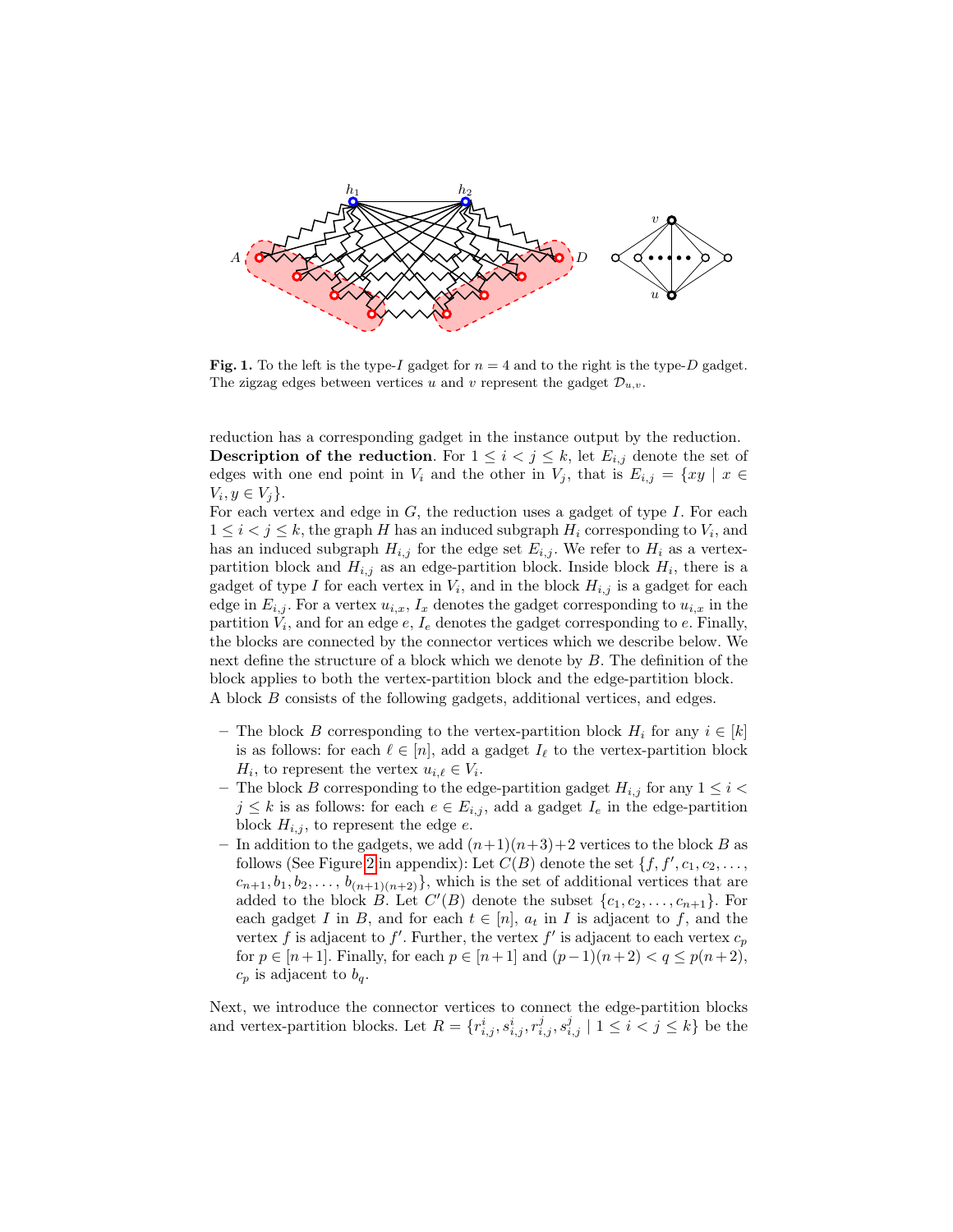**Fig. 1.** To the left is the type-$I$ gadget for $n = 4$ and to the right is the type-$D$ gadget. The zigzag edges between vertices $u$ and $v$ represent the gadget $\mathcal{D}_{u,v}$.

reduction has a corresponding gadget in the instance output by the reduction.

**Description of the reduction**. For $1 \leq i < j \leq k$, let $E_{i,j}$ denote the set of edges with one end point in $V_i$ and the other in $V_j$, that is $E_{i,j} = \{xy \mid x \in V_i, y \in V_j\}$.

For each vertex and edge in $G$, the reduction uses a gadget of type $I$. For each $1 \leq i < j \leq k$, the graph $H$ has an induced subgraph $H_i$ corresponding to $V_i$, and has an induced subgraph $H_{i,j}$ for the edge set $E_{i,j}$. We refer to $H_i$ as a vertex-partition block and $H_{i,j}$ as an edge-partition block. Inside block $H_i$, there is a gadget of type $I$ for each vertex in $V_i$, and in the block $H_{i,j}$ is a gadget for each edge in $E_{i,j}$. For a vertex $u_{i,x}$, $I_x$ denotes the gadget corresponding to $u_{i,x}$ in the partition $V_i$, and for an edge $e$, $I_e$ denotes the gadget corresponding to $e$. Finally, the blocks are connected by the connector vertices which we describe below. We next define the structure of a block which we denote by $B$. The definition of the block applies to both the vertex-partition block and the edge-partition block.

A block $B$ consists of the following gadgets, additional vertices, and edges.

- The block $B$ corresponding to the vertex-partition block $H_i$ for any $i \in [k]$ is as follows: for each $\ell \in [n]$, add a gadget $I_\ell$ to the vertex-partition block $H_i$, to represent the vertex $u_{i,\ell} \in V_i$.
- The block $B$ corresponding to the edge-partition gadget $H_{i,j}$ for any $1 \leq i < j \leq k$ is as follows: for each $e \in E_{i,j}$, add a gadget $I_e$ in the edge-partition block $H_{i,j}$, to represent the edge $e$.
- In addition to the gadgets, we add $(n+1)(n+3)+2$ vertices to the block $B$ as follows (See Figure 2 in appendix): Let $C(B)$ denote the set $\{f, f', c_1, c_2, \ldots, c_{n+1}, b_1, b_2, \ldots, b_{(n+1)(n+2)}\}$, which is the set of additional vertices that are added to the block $B$. Let $C'(B)$ denote the subset $\{c_1, c_2, \ldots, c_{n+1}\}$. For each gadget $I$ in $B$, and for each $t \in [n]$, $a_t$ in $I$ is adjacent to $f$, and the vertex $f$ is adjacent to $f'$. Further, the vertex $f'$ is adjacent to each vertex $c_p$ for $p \in [n+1]$. Finally, for each $p \in [n+1]$ and $(p-1)(n+2) < q \leq p(n+2)$, $c_p$ is adjacent to $b_q$.

Next, we introduce the connector vertices to connect the edge-partition blocks and vertex-partition blocks. Let $R = \{r^i_{i,j}, s^i_{i,j}, r^j_{i,j}, s^j_{i,j} \mid 1 \leq i < j \leq k\}$ be the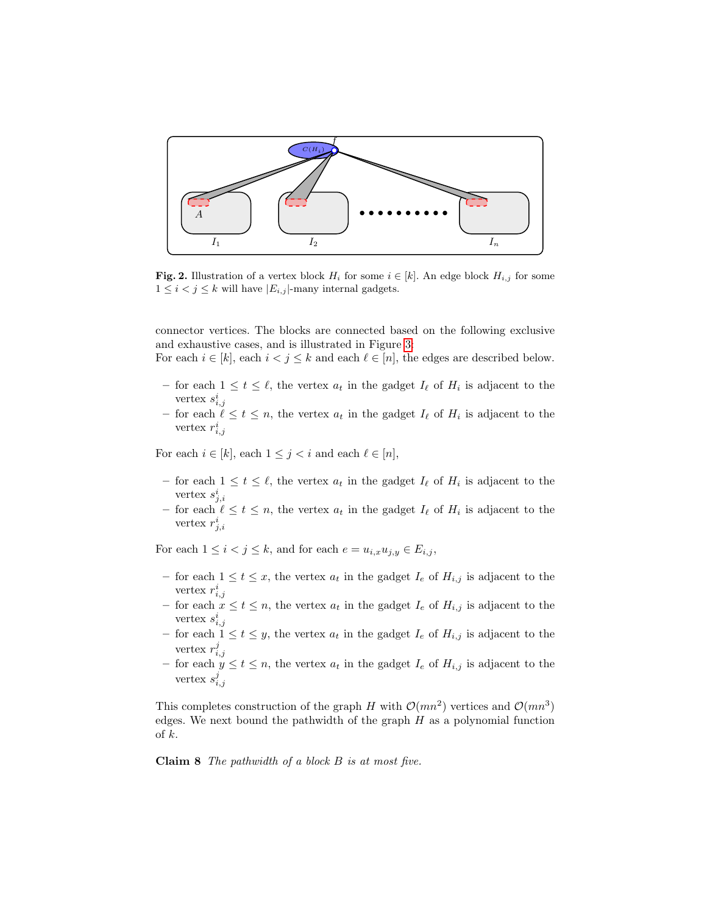**Fig. 2.** Illustration of a vertex block $H_i$ for some $i \in [k]$. An edge block $H_{i,j}$ for some $1 \leq i < j \leq k$ will have $|E_{i,j}|$-many internal gadgets.

connector vertices. The blocks are connected based on the following exclusive and exhaustive cases, and is illustrated in Figure 3.
For each $i \in [k]$, each $i < j \leq k$ and each $\ell \in [n]$, the edges are described below.

- for each $1 \leq t \leq \ell$, the vertex $a_t$ in the gadget $I_\ell$ of $H_i$ is adjacent to the vertex $s^i_{i,j}$
- for each $\ell \leq t \leq n$, the vertex $a_t$ in the gadget $I_\ell$ of $H_i$ is adjacent to the vertex $r^i_{i,j}$

For each $i \in [k]$, each $1 \leq j < i$ and each $\ell \in [n]$,

- for each $1 \leq t \leq \ell$, the vertex $a_t$ in the gadget $I_\ell$ of $H_i$ is adjacent to the vertex $s^i_{j,i}$
- for each $\ell \leq t \leq n$, the vertex $a_t$ in the gadget $I_\ell$ of $H_i$ is adjacent to the vertex $r^i_{j,i}$

For each $1 \leq i < j \leq k$, and for each $e = u_{i,x}u_{j,y} \in E_{i,j}$,

- for each $1 \leq t \leq x$, the vertex $a_t$ in the gadget $I_e$ of $H_{i,j}$ is adjacent to the vertex $r^i_{i,j}$
- for each $x \leq t \leq n$, the vertex $a_t$ in the gadget $I_e$ of $H_{i,j}$ is adjacent to the vertex $s^i_{i,j}$
- for each $1 \leq t \leq y$, the vertex $a_t$ in the gadget $I_e$ of $H_{i,j}$ is adjacent to the vertex $r^j_{i,j}$
- for each $y \leq t \leq n$, the vertex $a_t$ in the gadget $I_e$ of $H_{i,j}$ is adjacent to the vertex $s^j_{i,j}$

This completes construction of the graph $H$ with $\mathcal{O}(mn^2)$ vertices and $\mathcal{O}(mn^3)$ edges. We next bound the pathwidth of the graph $H$ as a polynomial function of $k$.

**Claim 8** *The pathwidth of a block $B$ is at most five.*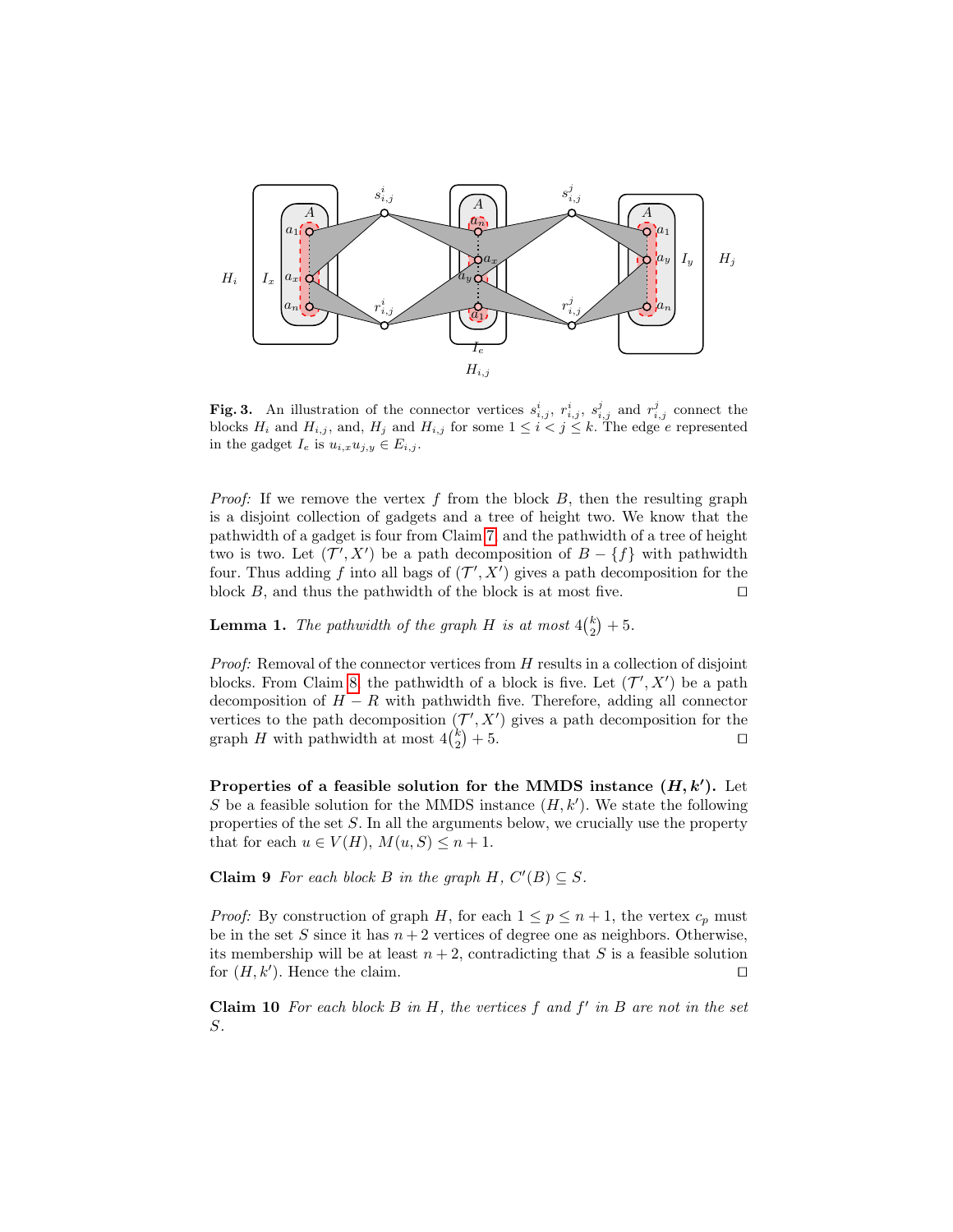**Fig. 3.** An illustration of the connector vertices $s^i_{i,j}$, $r^i_{i,j}$, $s^j_{i,j}$ and $r^j_{i,j}$ connect the blocks $H_i$ and $H_{i,j}$, and, $H_j$ and $H_{i,j}$ for some $1 \leq i < j \leq k$. The edge $e$ represented in the gadget $I_e$ is $u_{i,x}u_{j,y} \in E_{i,j}$.

*Proof:* If we remove the vertex $f$ from the block $B$, then the resulting graph is a disjoint collection of gadgets and a tree of height two. We know that the pathwidth of a gadget is four from Claim 7 and the pathwidth of a tree of height two is two. Let $(\mathcal{T}', X')$ be a path decomposition of $B - \{f\}$ with pathwidth four. Thus adding $f$ into all bags of $(\mathcal{T}', X')$ gives a path decomposition for the block $B$, and thus the pathwidth of the block is at most five. □

**Lemma 1.** *The pathwidth of the graph $H$ is at most $4\binom{k}{2} + 5$.*

*Proof:* Removal of the connector vertices from $H$ results in a collection of disjoint blocks. From Claim 8, the pathwidth of a block is five. Let $(\mathcal{T}', X')$ be a path decomposition of $H - R$ with pathwidth five. Therefore, adding all connector vertices to the path decomposition $(\mathcal{T}', X')$ gives a path decomposition for the graph $H$ with pathwidth at most $4\binom{k}{2} + 5$. □

**Properties of a feasible solution for the MMDS instance $(H, k')$.** Let $S$ be a feasible solution for the MMDS instance $(H, k')$. We state the following properties of the set $S$. In all the arguments below, we crucially use the property that for each $u \in V(H)$, $M(u, S) \leq n + 1$.

**Claim 9** *For each block $B$ in the graph $H$, $C'(B) \subseteq S$.*

*Proof:* By construction of graph $H$, for each $1 \leq p \leq n+1$, the vertex $c_p$ must be in the set $S$ since it has $n+2$ vertices of degree one as neighbors. Otherwise, its membership will be at least $n+2$, contradicting that $S$ is a feasible solution for $(H, k')$. Hence the claim. □

**Claim 10** *For each block $B$ in $H$, the vertices $f$ and $f'$ in $B$ are not in the set $S$.*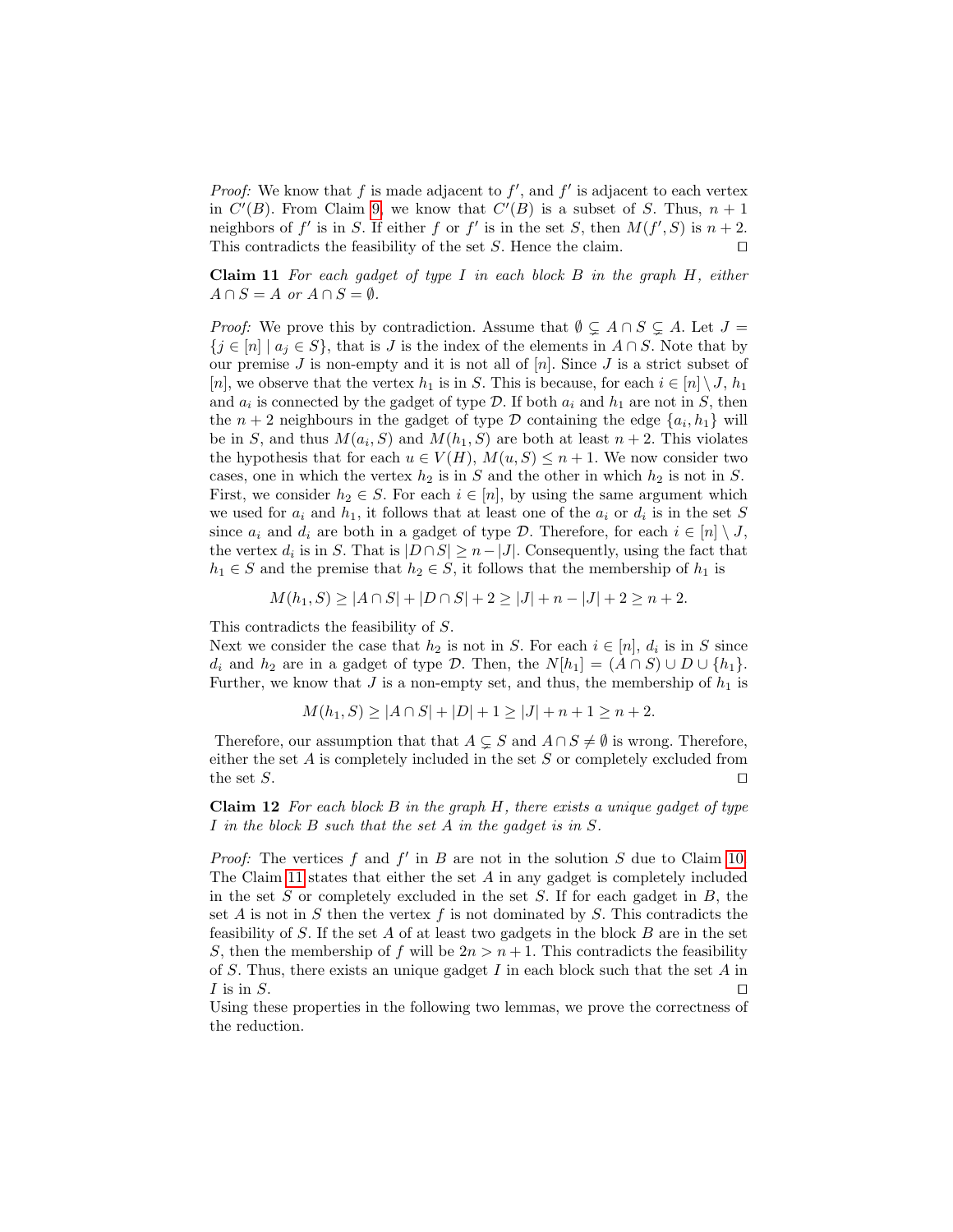*Proof:* We know that $f$ is made adjacent to $f'$, and $f'$ is adjacent to each vertex in $C'(B)$. From Claim 9, we know that $C'(B)$ is a subset of $S$. Thus, $n+1$ neighbors of $f'$ is in $S$. If either $f$ or $f'$ is in the set $S$, then $M(f', S)$ is $n+2$. This contradicts the feasibility of the set $S$. Hence the claim. □

**Claim 11** *For each gadget of type I in each block B in the graph H, either $A \cap S = A$ or $A \cap S = \emptyset$.*

*Proof:* We prove this by contradiction. Assume that $\emptyset \subsetneq A \cap S \subsetneq A$. Let $J = \{j \in [n] \mid a_j \in S\}$, that is $J$ is the index of the elements in $A \cap S$. Note that by our premise $J$ is non-empty and it is not all of $[n]$. Since $J$ is a strict subset of $[n]$, we observe that the vertex $h_1$ is in $S$. This is because, for each $i \in [n] \setminus J$, $h_1$ and $a_i$ is connected by the gadget of type $\mathcal{D}$. If both $a_i$ and $h_1$ are not in $S$, then the $n+2$ neighbours in the gadget of type $\mathcal{D}$ containing the edge $\{a_i, h_1\}$ will be in $S$, and thus $M(a_i, S)$ and $M(h_1, S)$ are both at least $n+2$. This violates the hypothesis that for each $u \in V(H)$, $M(u, S) \leq n+1$. We now consider two cases, one in which the vertex $h_2$ is in $S$ and the other in which $h_2$ is not in $S$. First, we consider $h_2 \in S$. For each $i \in [n]$, by using the same argument which we used for $a_i$ and $h_1$, it follows that at least one of the $a_i$ or $d_i$ is in the set $S$ since $a_i$ and $d_i$ are both in a gadget of type $\mathcal{D}$. Therefore, for each $i \in [n] \setminus J$, the vertex $d_i$ is in $S$. That is $|D \cap S| \geq n - |J|$. Consequently, using the fact that $h_1 \in S$ and the premise that $h_2 \in S$, it follows that the membership of $h_1$ is

$$M(h_1, S) \geq |A \cap S| + |D \cap S| + 2 \geq |J| + n - |J| + 2 \geq n + 2.$$

This contradicts the feasibility of $S$.
Next we consider the case that $h_2$ is not in $S$. For each $i \in [n]$, $d_i$ is in $S$ since $d_i$ and $h_2$ are in a gadget of type $\mathcal{D}$. Then, the $N[h_1] = (A \cap S) \cup D \cup \{h_1\}$. Further, we know that $J$ is a non-empty set, and thus, the membership of $h_1$ is

$$M(h_1, S) \geq |A \cap S| + |D| + 1 \geq |J| + n + 1 \geq n + 2.$$

Therefore, our assumption that that $A \subsetneq S$ and $A \cap S \neq \emptyset$ is wrong. Therefore, either the set $A$ is completely included in the set $S$ or completely excluded from the set $S$. □

**Claim 12** *For each block B in the graph H, there exists a unique gadget of type I in the block B such that the set A in the gadget is in S.*

*Proof:* The vertices $f$ and $f'$ in $B$ are not in the solution $S$ due to Claim 10. The Claim 11 states that either the set $A$ in any gadget is completely included in the set $S$ or completely excluded in the set $S$. If for each gadget in $B$, the set $A$ is not in $S$ then the vertex $f$ is not dominated by $S$. This contradicts the feasibility of $S$. If the set $A$ of at least two gadgets in the block $B$ are in the set $S$, then the membership of $f$ will be $2n > n + 1$. This contradicts the feasibility of $S$. Thus, there exists an unique gadget $I$ in each block such that the set $A$ in $I$ is in $S$. □

Using these properties in the following two lemmas, we prove the correctness of the reduction.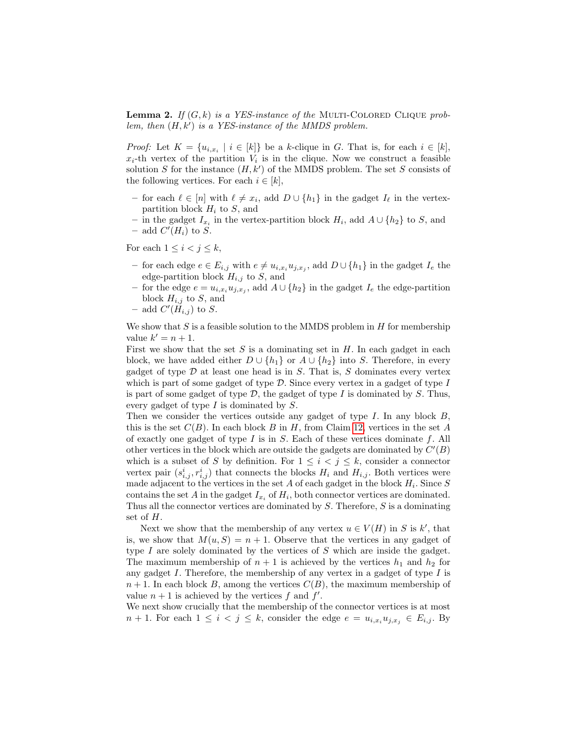**Lemma 2.** *If $(G, k)$ is a YES-instance of the* Multi-Colored Clique *problem, then $(H, k')$ is a YES-instance of the MMDS problem.*

*Proof:* Let $K = \{u_{i,x_i} \mid i \in [k]\}$ be a $k$-clique in $G$. That is, for each $i \in [k]$, $x_i$-th vertex of the partition $V_i$ is in the clique. Now we construct a feasible solution $S$ for the instance $(H, k')$ of the MMDS problem. The set $S$ consists of the following vertices. For each $i \in [k]$,

- for each $\ell \in [n]$ with $\ell \neq x_i$, add $D \cup \{h_1\}$ in the gadget $I_\ell$ in the vertex-partition block $H_i$ to $S$, and
- in the gadget $I_{x_i}$ in the vertex-partition block $H_i$, add $A \cup \{h_2\}$ to $S$, and
- add $C'(H_i)$ to $S$.

For each $1 \leq i < j \leq k$,

- for each edge $e \in E_{i,j}$ with $e \neq u_{i,x_i}u_{j,x_j}$, add $D \cup \{h_1\}$ in the gadget $I_e$ the edge-partition block $H_{i,j}$ to $S$, and
- for the edge $e = u_{i,x_i}u_{j,x_j}$, add $A \cup \{h_2\}$ in the gadget $I_e$ the edge-partition block $H_{i,j}$ to $S$, and
- add $C'(H_{i,j})$ to $S$.

We show that $S$ is a feasible solution to the MMDS problem in $H$ for membership value $k' = n + 1$.

First we show that the set $S$ is a dominating set in $H$. In each gadget in each block, we have added either $D \cup \{h_1\}$ or $A \cup \{h_2\}$ into $S$. Therefore, in every gadget of type $\mathcal{D}$ at least one head is in $S$. That is, $S$ dominates every vertex which is part of some gadget of type $\mathcal{D}$. Since every vertex in a gadget of type $I$ is part of some gadget of type $\mathcal{D}$, the gadget of type $I$ is dominated by $S$. Thus, every gadget of type $I$ is dominated by $S$.

Then we consider the vertices outside any gadget of type $I$. In any block $B$, this is the set $C(B)$. In each block $B$ in $H$, from Claim 12, vertices in the set $A$ of exactly one gadget of type $I$ is in $S$. Each of these vertices dominate $f$. All other vertices in the block which are outside the gadgets are dominated by $C'(B)$ which is a subset of $S$ by definition. For $1 \leq i < j \leq k$, consider a connector vertex pair $(s^i_{i,j}, r^i_{i,j})$ that connects the blocks $H_i$ and $H_{i,j}$. Both vertices were made adjacent to the vertices in the set $A$ of each gadget in the block $H_i$. Since $S$ contains the set $A$ in the gadget $I_{x_i}$ of $H_i$, both connector vertices are dominated. Thus all the connector vertices are dominated by $S$. Therefore, $S$ is a dominating set of $H$.

Next we show that the membership of any vertex $u \in V(H)$ in $S$ is $k'$, that is, we show that $M(u, S) = n + 1$. Observe that the vertices in any gadget of type $I$ are solely dominated by the vertices of $S$ which are inside the gadget. The maximum membership of $n + 1$ is achieved by the vertices $h_1$ and $h_2$ for any gadget $I$. Therefore, the membership of any vertex in a gadget of type $I$ is $n + 1$. In each block $B$, among the vertices $C(B)$, the maximum membership of value $n + 1$ is achieved by the vertices $f$ and $f'$.

We next show crucially that the membership of the connector vertices is at most $n + 1$. For each $1 \leq i < j \leq k$, consider the edge $e = u_{i,x_i}u_{j,x_j} \in E_{i,j}$. By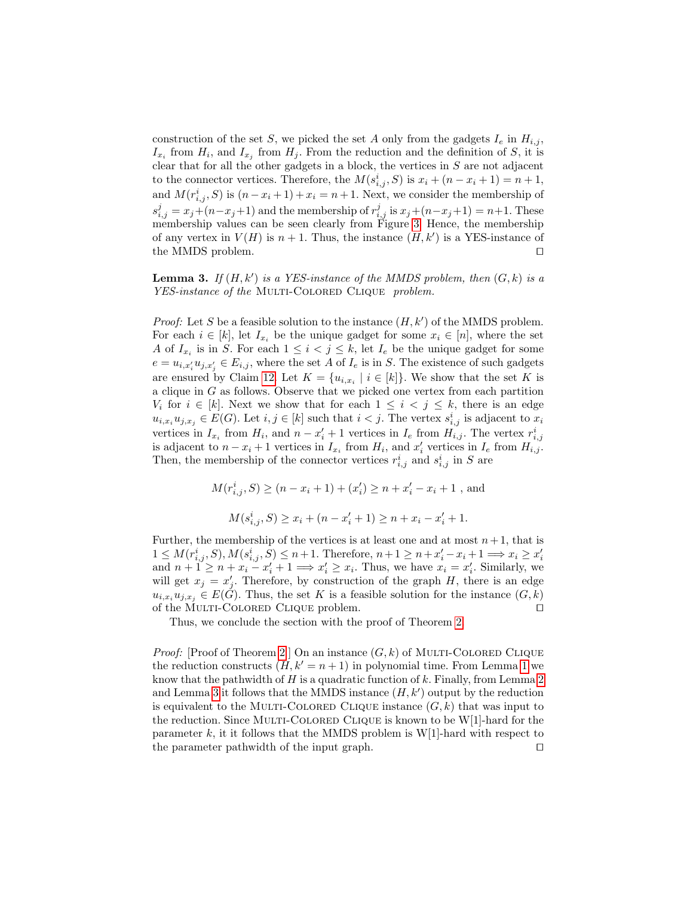construction of the set $S$, we picked the set $A$ only from the gadgets $I_e$ in $H_{i,j}$, $I_{x_i}$ from $H_i$, and $I_{x_j}$ from $H_j$. From the reduction and the definition of $S$, it is clear that for all the other gadgets in a block, the vertices in $S$ are not adjacent to the connector vertices. Therefore, the $M(s^i_{i,j}, S)$ is $x_i + (n - x_i + 1) = n+1$, and $M(r^i_{i,j}, S)$ is $(n - x_i + 1) + x_i = n+1$. Next, we consider the membership of $s^j_{i,j} = x_j + (n - x_j + 1)$ and the membership of $r^j_{i,j}$ is $x_j + (n - x_j + 1) = n+1$. These membership values can be seen clearly from Figure 3. Hence, the membership of any vertex in $V(H)$ is $n+1$. Thus, the instance $(H, k')$ is a YES-instance of the MMDS problem. ◻

**Lemma 3.** *If $(H, k')$ is a YES-instance of the MMDS problem, then $(G, k)$ is a YES-instance of the* Multi-Colored Clique *problem.*

*Proof:* Let $S$ be a feasible solution to the instance $(H, k')$ of the MMDS problem. For each $i \in [k]$, let $I_{x_i}$ be the unique gadget for some $x_i \in [n]$, where the set $A$ of $I_{x_i}$ is in $S$. For each $1 \le i < j \le k$, let $I_e$ be the unique gadget for some $e = u_{i,x'_i} u_{j,x'_j} \in E_{i,j}$, where the set $A$ of $I_e$ is in $S$. The existence of such gadgets are ensured by Claim 12. Let $K = \{u_{i,x_i} \mid i \in [k]\}$. We show that the set $K$ is a clique in $G$ as follows. Observe that we picked one vertex from each partition $V_i$ for $i \in [k]$. Next we show that for each $1 \le i < j \le k$, there is an edge $u_{i,x_i} u_{j,x_j} \in E(G)$. Let $i, j \in [k]$ such that $i < j$. The vertex $s^i_{i,j}$ is adjacent to $x_i$ vertices in $I_{x_i}$ from $H_i$, and $n - x'_i + 1$ vertices in $I_e$ from $H_{i,j}$. The vertex $r^i_{i,j}$ is adjacent to $n - x_i + 1$ vertices in $I_{x_i}$ from $H_i$, and $x'_i$ vertices in $I_e$ from $H_{i,j}$. Then, the membership of the connector vertices $r^i_{i,j}$ and $s^i_{i,j}$ in $S$ are

$$M(r^i_{i,j}, S) \ge (n - x_i + 1) + (x'_i) \ge n + x'_i - x_i + 1 \text{ , and}$$

$$M(s^i_{i,j}, S) \ge x_i + (n - x'_i + 1) \ge n + x_i - x'_i + 1.$$

Further, the membership of the vertices is at least one and at most $n+1$, that is $1 \le M(r^i_{i,j}, S), M(s^i_{i,j}, S) \le n+1$. Therefore, $n+1 \ge n + x'_i - x_i + 1 \implies x_i \ge x'_i$ and $n + 1 \ge n + x_i - x'_i + 1 \implies x'_i \ge x_i$. Thus, we have $x_i = x'_i$. Similarly, we will get $x_j = x'_j$. Therefore, by construction of the graph $H$, there is an edge $u_{i,x_i} u_{j,x_j} \in E(G)$. Thus, the set $K$ is a feasible solution for the instance $(G, k)$ of the Multi-Colored Clique problem. ◻

Thus, we conclude the section with the proof of Theorem 2.

*Proof:* [Proof of Theorem 2] On an instance $(G, k)$ of Multi-Colored Clique the reduction constructs $(H, k' = n + 1)$ in polynomial time. From Lemma 1 we know that the pathwidth of $H$ is a quadratic function of $k$. Finally, from Lemma 2 and Lemma 3 it follows that the MMDS instance $(H, k')$ output by the reduction is equivalent to the Multi-Colored Clique instance $(G, k)$ that was input to the reduction. Since Multi-Colored Clique is known to be W[1]-hard for the parameter $k$, it it follows that the MMDS problem is W[1]-hard with respect to the parameter pathwidth of the input graph. ◻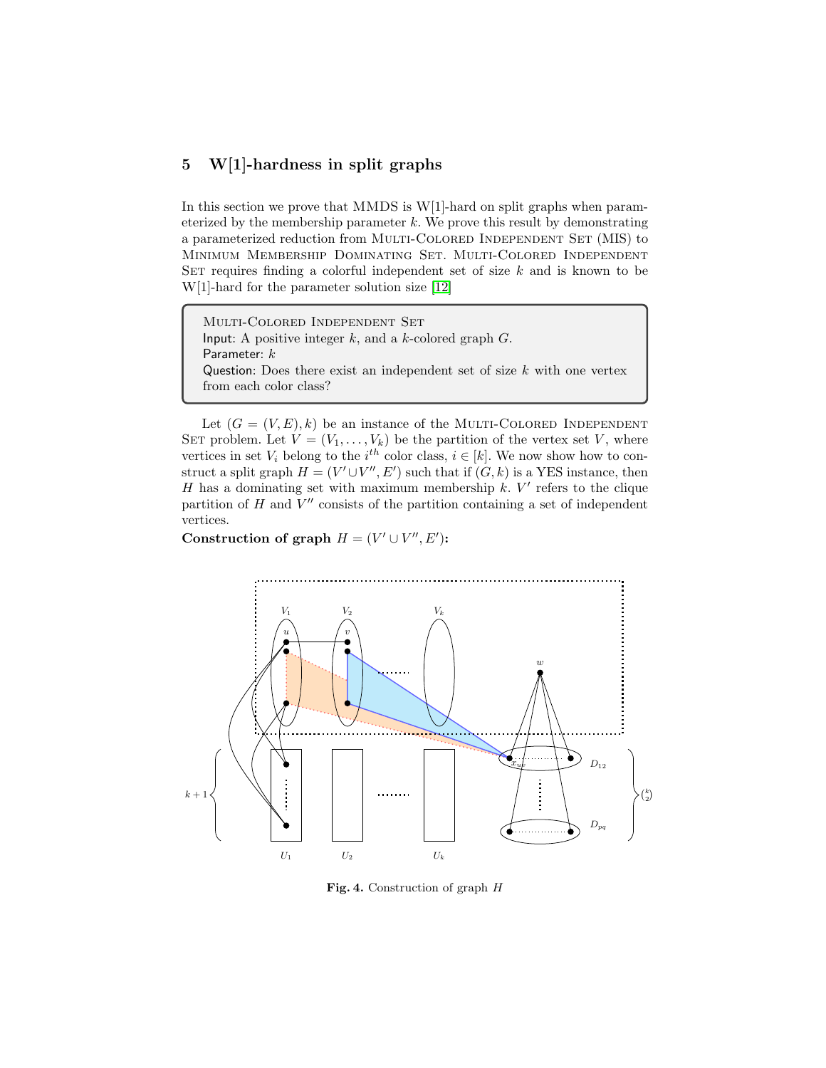## 5 W[1]-hardness in split graphs

In this section we prove that MMDS is W[1]-hard on split graphs when parameterized by the membership parameter $k$. We prove this result by demonstrating a parameterized reduction from MULTI-COLORED INDEPENDENT SET (MIS) to MINIMUM MEMBERSHIP DOMINATING SET. MULTI-COLORED INDEPENDENT SET requires finding a colorful independent set of size $k$ and is known to be W[1]-hard for the parameter solution size [12]

> MULTI-COLORED INDEPENDENT SET
> Input: A positive integer $k$, and a $k$-colored graph $G$.
> Parameter: $k$
> Question: Does there exist an independent set of size $k$ with one vertex from each color class?

Let $(G = (V, E), k)$ be an instance of the MULTI-COLORED INDEPENDENT SET problem. Let $V = (V_1, \ldots, V_k)$ be the partition of the vertex set $V$, where vertices in set $V_i$ belong to the $i^{th}$ color class, $i \in [k]$. We now show how to construct a split graph $H = (V' \cup V'', E')$ such that if $(G, k)$ is a YES instance, then $H$ has a dominating set with maximum membership $k$. $V'$ refers to the clique partition of $H$ and $V''$ consists of the partition containing a set of independent vertices.

**Construction of graph $H = (V' \cup V'', E')$:**

Fig. 4. Construction of graph $H$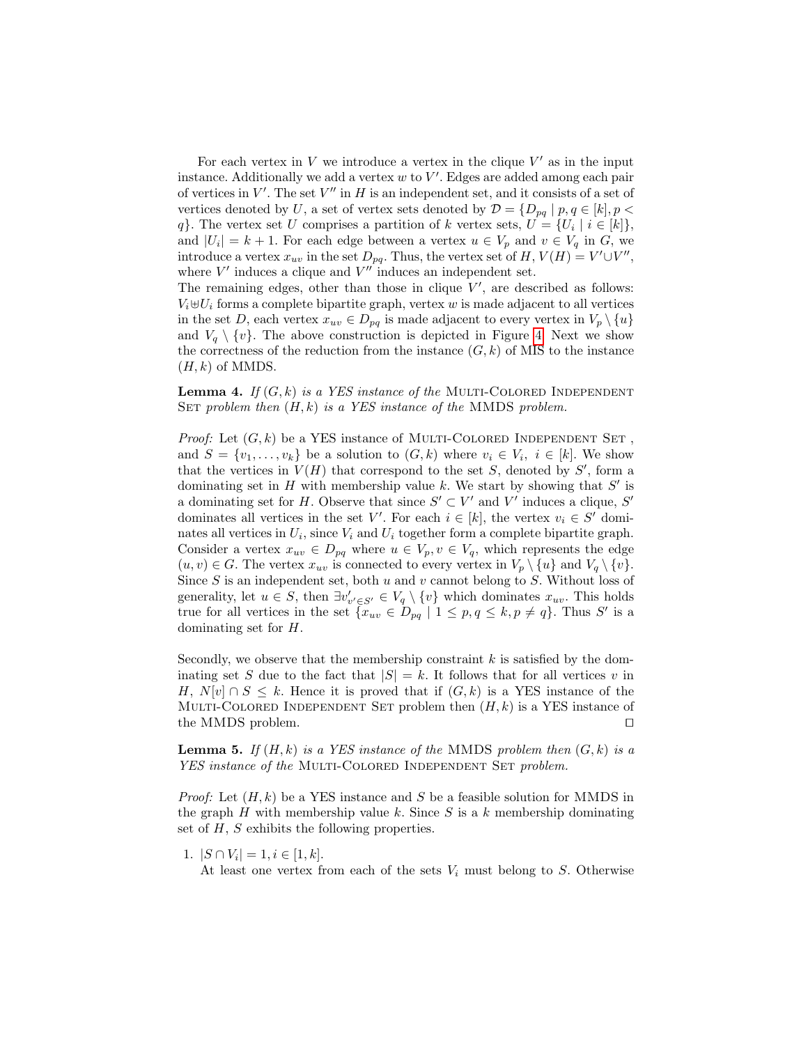For each vertex in $V$ we introduce a vertex in the clique $V'$ as in the input instance. Additionally we add a vertex $w$ to $V'$. Edges are added among each pair of vertices in $V'$. The set $V''$ in $H$ is an independent set, and it consists of a set of vertices denoted by $U$, a set of vertex sets denoted by $\mathcal{D} = \{D_{pq} \mid p, q \in [k], p < q\}$. The vertex set $U$ comprises a partition of $k$ vertex sets, $U = \{U_i \mid i \in [k]\}$, and $|U_i| = k + 1$. For each edge between a vertex $u \in V_p$ and $v \in V_q$ in $G$, we introduce a vertex $x_{uv}$ in the set $D_{pq}$. Thus, the vertex set of $H$, $V(H) = V' \cup V''$, where $V'$ induces a clique and $V''$ induces an independent set.
The remaining edges, other than those in clique $V'$, are described as follows: $V_i \uplus U_i$ forms a complete bipartite graph, vertex $w$ is made adjacent to all vertices in the set $D$, each vertex $x_{uv} \in D_{pq}$ is made adjacent to every vertex in $V_p \setminus \{u\}$ and $V_q \setminus \{v\}$. The above construction is depicted in Figure 4. Next we show the correctness of the reduction from the instance $(G, k)$ of MIS to the instance $(H, k)$ of MMDS.

**Lemma 4.** *If $(G, k)$ is a YES instance of the* Multi-Colored Independent Set *problem then $(H, k)$ is a YES instance of the* MMDS *problem.*

*Proof:* Let $(G, k)$ be a YES instance of Multi-Colored Independent Set , and $S = \{v_1, \ldots, v_k\}$ be a solution to $(G, k)$ where $v_i \in V_i,\ i \in [k]$. We show that the vertices in $V(H)$ that correspond to the set $S$, denoted by $S'$, form a dominating set in $H$ with membership value $k$. We start by showing that $S'$ is a dominating set for $H$. Observe that since $S' \subset V'$ and $V'$ induces a clique, $S'$ dominates all vertices in the set $V'$. For each $i \in [k]$, the vertex $v_i \in S'$ dominates all vertices in $U_i$, since $V_i$ and $U_i$ together form a complete bipartite graph. Consider a vertex $x_{uv} \in D_{pq}$ where $u \in V_p, v \in V_q$, which represents the edge $(u, v) \in G$. The vertex $x_{uv}$ is connected to every vertex in $V_p \setminus \{u\}$ and $V_q \setminus \{v\}$. Since $S$ is an independent set, both $u$ and $v$ cannot belong to $S$. Without loss of generality, let $u \in S$, then $\exists v'_{v' \in S'} \in V_q \setminus \{v\}$ which dominates $x_{uv}$. This holds true for all vertices in the set $\{x_{uv} \in D_{pq} \mid 1 \le p, q \le k, p \ne q\}$. Thus $S'$ is a dominating set for $H$.

Secondly, we observe that the membership constraint $k$ is satisfied by the dominating set $S$ due to the fact that $|S| = k$. It follows that for all vertices $v$ in $H$, $N[v] \cap S \le k$. Hence it is proved that if $(G, k)$ is a YES instance of the Multi-Colored Independent Set problem then $(H, k)$ is a YES instance of the MMDS problem. $\square$

**Lemma 5.** *If $(H, k)$ is a YES instance of the* MMDS *problem then $(G, k)$ is a YES instance of the* Multi-Colored Independent Set *problem.*

*Proof:* Let $(H, k)$ be a YES instance and $S$ be a feasible solution for MMDS in the graph $H$ with membership value $k$. Since $S$ is a $k$ membership dominating set of $H$, $S$ exhibits the following properties.

1. $|S \cap V_i| = 1, i \in [1, k]$.
   At least one vertex from each of the sets $V_i$ must belong to $S$. Otherwise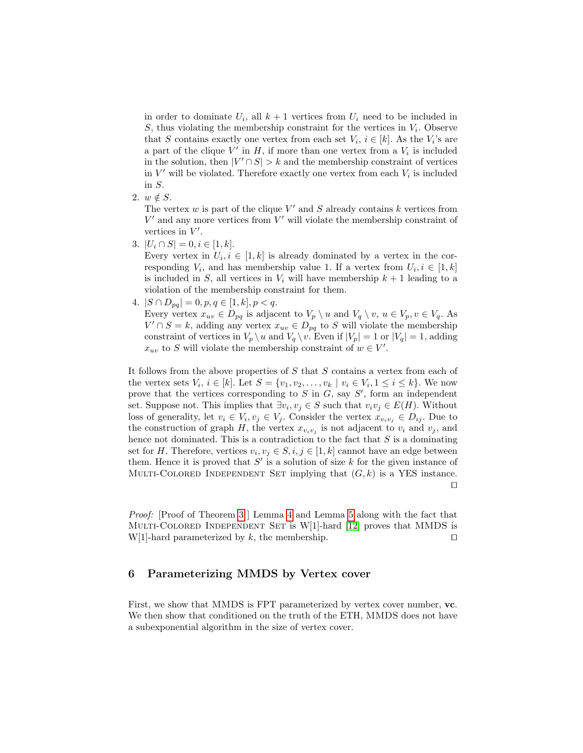in order to dominate $U_i$, all $k+1$ vertices from $U_i$ need to be included in $S$, thus violating the membership constraint for the vertices in $V_i$. Observe that $S$ contains exactly one vertex from each set $V_i$, $i \in [k]$. As the $V_i$'s are a part of the clique $V'$ in $H$, if more than one vertex from a $V_i$ is included in the solution, then $|V' \cap S| > k$ and the membership constraint of vertices in $V'$ will be violated. Therefore exactly one vertex from each $V_i$ is included in $S$.

2. $w \notin S$.
   The vertex $w$ is part of the clique $V'$ and $S$ already contains $k$ vertices from $V'$ and any more vertices from $V'$ will violate the membership constraint of vertices in $V'$.
3. $|U_i \cap S| = 0, i \in [1,k]$.
   Every vertex in $U_i, i \in [1,k]$ is already dominated by a vertex in the corresponding $V_i$, and has membership value 1. If a vertex from $U_i, i \in [1,k]$ is included in $S$, all vertices in $V_i$ will have membership $k+1$ leading to a violation of the membership constraint for them.
4. $|S \cap D_{pq}| = 0, p, q \in [1,k], p < q$.
   Every vertex $x_{uv} \in D_{pq}$ is adjacent to $V_p \setminus u$ and $V_q \setminus v$, $u \in V_p, v \in V_q$. As $V' \cap S = k$, adding any vertex $x_{uv} \in D_{pq}$ to $S$ will violate the membership constraint of vertices in $V_p \setminus u$ and $V_q \setminus v$. Even if $|V_p| = 1$ or $|V_q| = 1$, adding $x_{uv}$ to $S$ will violate the membership constraint of $w \in V'$.

It follows from the above properties of $S$ that $S$ contains a vertex from each of the vertex sets $V_i$, $i \in [k]$. Let $S = \{v_1, v_2, \ldots, v_k \mid v_i \in V_i, 1 \leq i \leq k\}$. We now prove that the vertices corresponding to $S$ in $G$, say $S'$, form an independent set. Suppose not. This implies that $\exists v_i, v_j \in S$ such that $v_i v_j \in E(H)$. Without loss of generality, let $v_i \in V_i, v_j \in V_j$. Consider the vertex $x_{v_i v_j} \in D_{ij}$. Due to the construction of graph $H$, the vertex $x_{v_i v_j}$ is not adjacent to $v_i$ and $v_j$, and hence not dominated. This is a contradiction to the fact that $S$ is a dominating set for $H$. Therefore, vertices $v_i, v_j \in S, i, j \in [1,k]$ cannot have an edge between them. Hence it is proved that $S'$ is a solution of size $k$ for the given instance of Multi-Colored Independent Set implying that $(G, k)$ is a YES instance. ◻

*Proof:* [Proof of Theorem 3] Lemma 4 and Lemma 5 along with the fact that Multi-Colored Independent Set is W[1]-hard [12] proves that MMDS is W[1]-hard parameterized by $k$, the membership. ◻

## 6 Parameterizing MMDS by Vertex cover

First, we show that MMDS is FPT parameterized by vertex cover number, **vc**. We then show that conditioned on the truth of the ETH, MMDS does not have a subexponential algorithm in the size of vertex cover.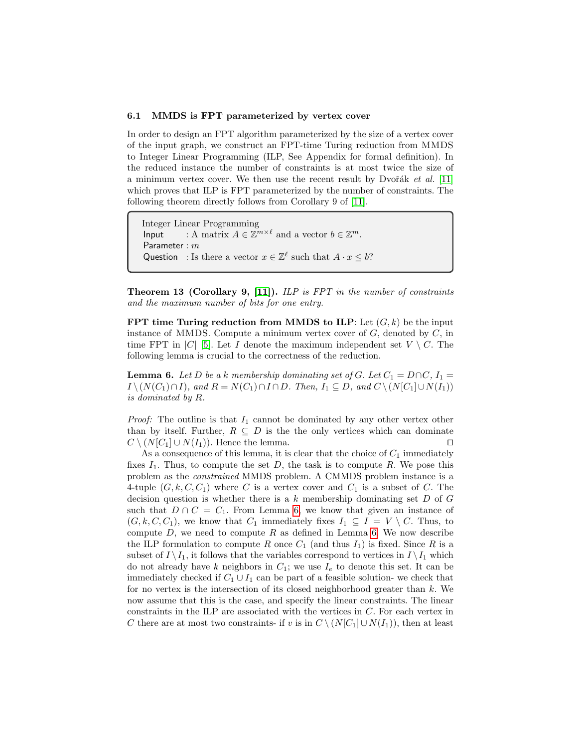### 6.1 MMDS is FPT parameterized by vertex cover

In order to design an FPT algorithm parameterized by the size of a vertex cover of the input graph, we construct an FPT-time Turing reduction from MMDS to Integer Linear Programming (ILP, See Appendix for formal definition). In the reduced instance the number of constraints is at most twice the size of a minimum vertex cover. We then use the recent result by Dvořák *et al.* [11] which proves that ILP is FPT parameterized by the number of constraints. The following theorem directly follows from Corollary 9 of [11].

> Integer Linear Programming
> Input : A matrix $A \in \mathbb{Z}^{m \times \ell}$ and a vector $b \in \mathbb{Z}^m$.
> Parameter : $m$
> Question : Is there a vector $x \in \mathbb{Z}^\ell$ such that $A \cdot x \leq b$?

**Theorem 13 (Corollary 9, [11]).** *ILP is FPT in the number of constraints and the maximum number of bits for one entry.*

**FPT time Turing reduction from MMDS to ILP**: Let $(G, k)$ be the input instance of MMDS. Compute a minimum vertex cover of $G$, denoted by $C$, in time FPT in $|C|$ [5]. Let $I$ denote the maximum independent set $V \setminus C$. The following lemma is crucial to the correctness of the reduction.

**Lemma 6.** *Let $D$ be a $k$ membership dominating set of $G$. Let $C_1 = D \cap C$, $I_1 = I \setminus (N(C_1) \cap I)$, and $R = N(C_1) \cap I \cap D$. Then, $I_1 \subseteq D$, and $C \setminus (N[C_1] \cup N(I_1))$ is dominated by $R$.*

*Proof:* The outline is that $I_1$ cannot be dominated by any other vertex other than by itself. Further, $R \subseteq D$ is the the only vertices which can dominate $C \setminus (N[C_1] \cup N(I_1))$. Hence the lemma. □

As a consequence of this lemma, it is clear that the choice of $C_1$ immediately fixes $I_1$. Thus, to compute the set $D$, the task is to compute $R$. We pose this problem as the *constrained* MMDS problem. A CMMDS problem instance is a 4-tuple $(G, k, C, C_1)$ where $C$ is a vertex cover and $C_1$ is a subset of $C$. The decision question is whether there is a $k$ membership dominating set $D$ of $G$ such that $D \cap C = C_1$. From Lemma 6, we know that given an instance of $(G, k, C, C_1)$, we know that $C_1$ immediately fixes $I_1 \subseteq I = V \setminus C$. Thus, to compute $D$, we need to compute $R$ as defined in Lemma 6. We now describe the ILP formulation to compute $R$ once $C_1$ (and thus $I_1$) is fixed. Since $R$ is a subset of $I \setminus I_1$, it follows that the variables correspond to vertices in $I \setminus I_1$ which do not already have $k$ neighbors in $C_1$; we use $I_e$ to denote this set. It can be immediately checked if $C_1 \cup I_1$ can be part of a feasible solution- we check that for no vertex is the intersection of its closed neighborhood greater than $k$. We now assume that this is the case, and specify the linear constraints. The linear constraints in the ILP are associated with the vertices in $C$. For each vertex in $C$ there are at most two constraints- if $v$ is in $C \setminus (N[C_1] \cup N(I_1))$, then at least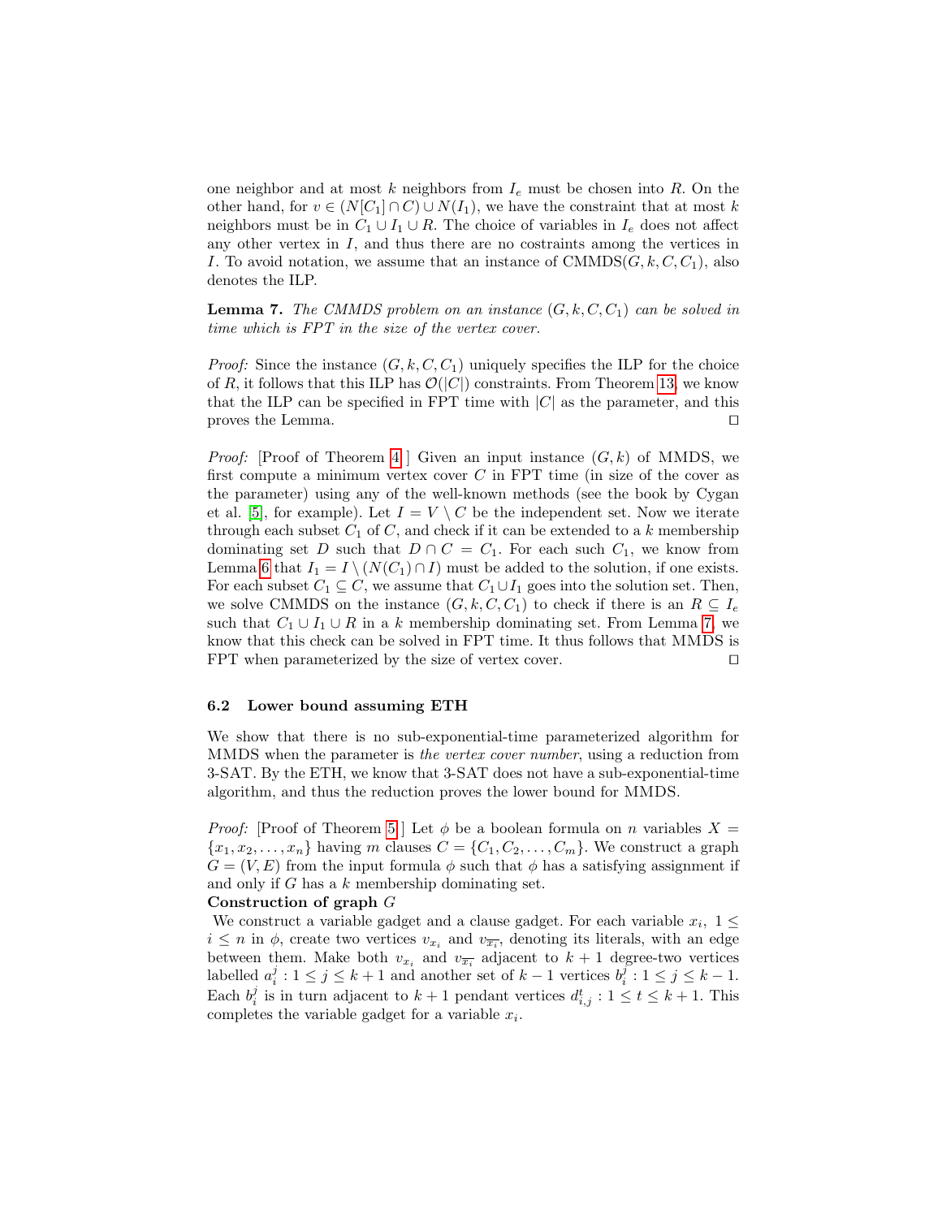one neighbor and at most $k$ neighbors from $I_e$ must be chosen into $R$. On the other hand, for $v \in (N[C_1] \cap C) \cup N(I_1)$, we have the constraint that at most $k$ neighbors must be in $C_1 \cup I_1 \cup R$. The choice of variables in $I_e$ does not affect any other vertex in $I$, and thus there are no costraints among the vertices in $I$. To avoid notation, we assume that an instance of CMMDS$(G, k, C, C_1)$, also denotes the ILP.

**Lemma 7.** *The CMMDS problem on an instance $(G, k, C, C_1)$ can be solved in time which is FPT in the size of the vertex cover.*

*Proof:* Since the instance $(G, k, C, C_1)$ uniquely specifies the ILP for the choice of $R$, it follows that this ILP has $\mathcal{O}(|C|)$ constraints. From Theorem 13, we know that the ILP can be specified in FPT time with $|C|$ as the parameter, and this proves the Lemma. □

*Proof:* [Proof of Theorem 4 ] Given an input instance $(G, k)$ of MMDS, we first compute a minimum vertex cover $C$ in FPT time (in size of the cover as the parameter) using any of the well-known methods (see the book by Cygan et al. [5], for example). Let $I = V \setminus C$ be the independent set. Now we iterate through each subset $C_1$ of $C$, and check if it can be extended to a $k$ membership dominating set $D$ such that $D \cap C = C_1$. For each such $C_1$, we know from Lemma 6 that $I_1 = I \setminus (N(C_1) \cap I)$ must be added to the solution, if one exists. For each subset $C_1 \subseteq C$, we assume that $C_1 \cup I_1$ goes into the solution set. Then, we solve CMMDS on the instance $(G, k, C, C_1)$ to check if there is an $R \subseteq I_e$ such that $C_1 \cup I_1 \cup R$ in a $k$ membership dominating set. From Lemma 7, we know that this check can be solved in FPT time. It thus follows that MMDS is FPT when parameterized by the size of vertex cover. □

### 6.2 Lower bound assuming ETH

We show that there is no sub-exponential-time parameterized algorithm for MMDS when the parameter is *the vertex cover number*, using a reduction from 3-SAT. By the ETH, we know that 3-SAT does not have a sub-exponential-time algorithm, and thus the reduction proves the lower bound for MMDS.

*Proof:* [Proof of Theorem 5 ] Let $\phi$ be a boolean formula on $n$ variables $X = \{x_1, x_2, \ldots, x_n\}$ having $m$ clauses $C = \{C_1, C_2, \ldots, C_m\}$. We construct a graph $G = (V, E)$ from the input formula $\phi$ such that $\phi$ has a satisfying assignment if and only if $G$ has a $k$ membership dominating set.

**Construction of graph $G$**

We construct a variable gadget and a clause gadget. For each variable $x_i$, $1 \leq i \leq n$ in $\phi$, create two vertices $v_{x_i}$ and $v_{\overline{x_i}}$, denoting its literals, with an edge between them. Make both $v_{x_i}$ and $v_{\overline{x_i}}$ adjacent to $k+1$ degree-two vertices labelled $a_i^j : 1 \leq j \leq k+1$ and another set of $k-1$ vertices $b_i^j : 1 \leq j \leq k-1$. Each $b_i^j$ is in turn adjacent to $k+1$ pendant vertices $d_{i,j}^t : 1 \leq t \leq k+1$. This completes the variable gadget for a variable $x_i$.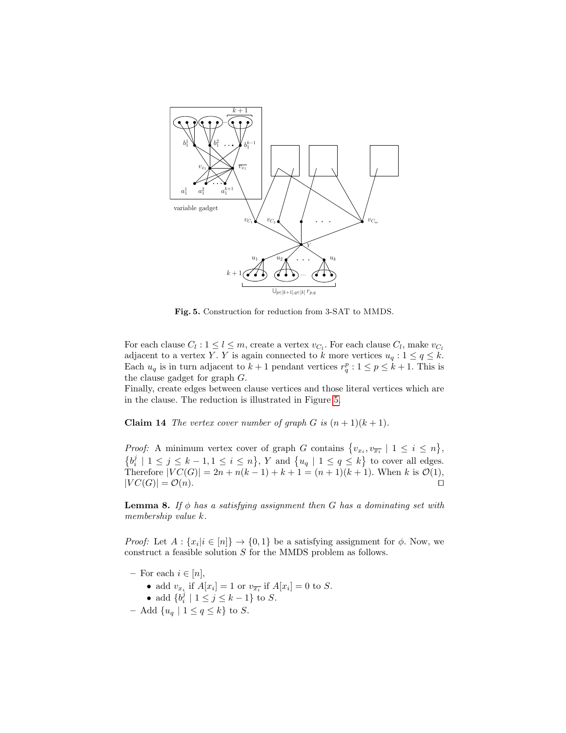**Fig. 5.** Construction for reduction from 3-SAT to MMDS.

For each clause $C_l : 1 \leq l \leq m$, create a vertex $v_{C_l}$. For each clause $C_l$, make $v_{C_l}$ adjacent to a vertex $Y$. $Y$ is again connected to $k$ more vertices $u_q : 1 \leq q \leq k$. Each $u_q$ is in turn adjacent to $k+1$ pendant vertices $r_q^p : 1 \leq p \leq k+1$. This is the clause gadget for graph $G$.
Finally, create edges between clause vertices and those literal vertices which are in the clause. The reduction is illustrated in Figure 5.

**Claim 14** *The vertex cover number of graph $G$ is $(n+1)(k+1)$.*

*Proof:* A minimum vertex cover of graph $G$ contains $\{v_{x_i}, v_{\overline{x_i}} \mid 1 \leq i \leq n\}$, $\{b_i^j \mid 1 \leq j \leq k-1, 1 \leq i \leq n\}$, $Y$ and $\{u_q \mid 1 \leq q \leq k\}$ to cover all edges. Therefore $|VC(G)| = 2n + n(k-1) + k + 1 = (n+1)(k+1)$. When $k$ is $\mathcal{O}(1)$, $|VC(G)| = \mathcal{O}(n)$. ◻

**Lemma 8.** *If $\phi$ has a satisfying assignment then $G$ has a dominating set with membership value $k$.*

*Proof:* Let $A : \{x_i | i \in [n]\} \to \{0,1\}$ be a satisfying assignment for $\phi$. Now, we construct a feasible solution $S$ for the MMDS problem as follows.

- For each $i \in [n]$,
  - add $v_{x_i}$ if $A[x_i] = 1$ or $v_{\overline{x_i}}$ if $A[x_i] = 0$ to $S$.
  - add $\{b_i^j \mid 1 \leq j \leq k-1\}$ to $S$.
- Add $\{u_q \mid 1 \leq q \leq k\}$ to $S$.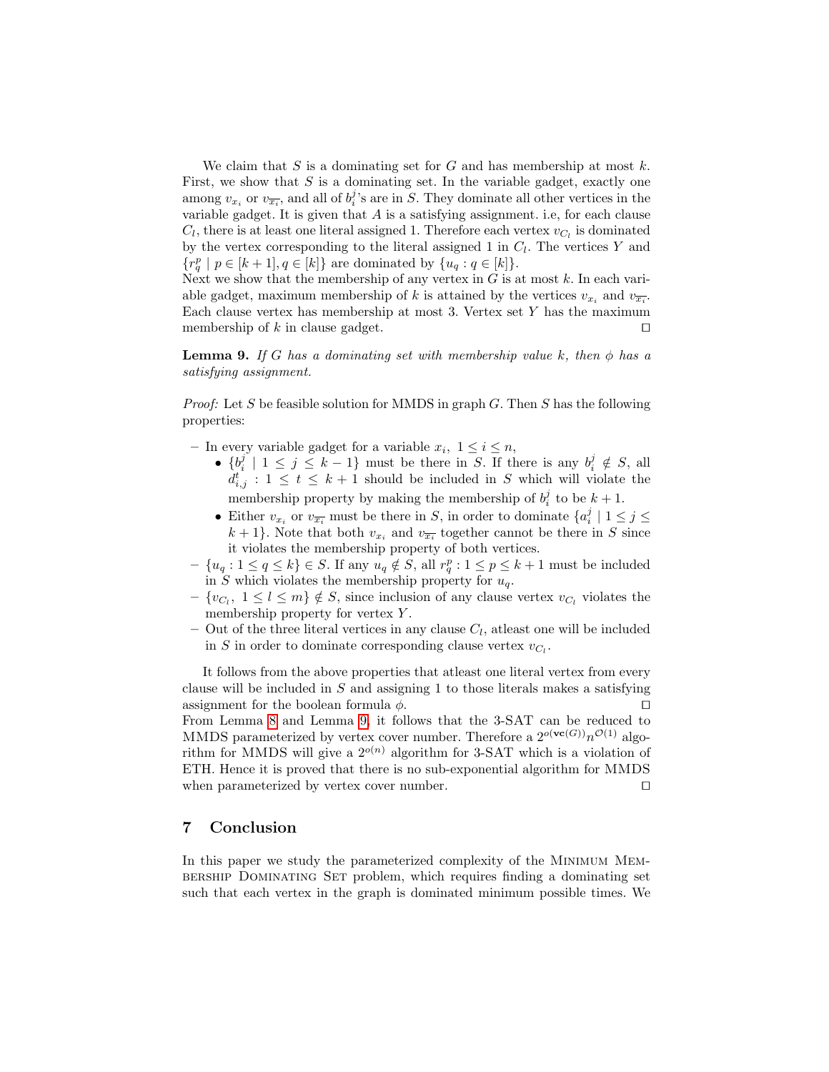We claim that $S$ is a dominating set for $G$ and has membership at most $k$. First, we show that $S$ is a dominating set. In the variable gadget, exactly one among $v_{x_i}$ or $v_{\overline{x_i}}$, and all of $b_i^j$'s are in $S$. They dominate all other vertices in the variable gadget. It is given that $A$ is a satisfying assignment. i.e, for each clause $C_l$, there is at least one literal assigned 1. Therefore each vertex $v_{C_l}$ is dominated by the vertex corresponding to the literal assigned 1 in $C_l$. The vertices $Y$ and $\{r_q^p \mid p \in [k+1], q \in [k]\}$ are dominated by $\{u_q : q \in [k]\}$.
Next we show that the membership of any vertex in $G$ is at most $k$. In each variable gadget, maximum membership of $k$ is attained by the vertices $v_{x_i}$ and $v_{\overline{x_i}}$. Each clause vertex has membership at most 3. Vertex set $Y$ has the maximum membership of $k$ in clause gadget. ◻

**Lemma 9.** *If $G$ has a dominating set with membership value $k$, then $\phi$ has a satisfying assignment.*

*Proof:* Let $S$ be feasible solution for MMDS in graph $G$. Then $S$ has the following properties:

- In every variable gadget for a variable $x_i$, $1 \leq i \leq n$,
  - $\{b_i^j \mid 1 \leq j \leq k-1\}$ must be there in $S$. If there is any $b_i^j \notin S$, all $d_{i,j}^t : 1 \leq t \leq k+1$ should be included in $S$ which will violate the membership property by making the membership of $b_i^j$ to be $k+1$.
  - Either $v_{x_i}$ or $v_{\overline{x_i}}$ must be there in $S$, in order to dominate $\{a_i^j \mid 1 \leq j \leq k+1\}$. Note that both $v_{x_i}$ and $v_{\overline{x_i}}$ together cannot be there in $S$ since it violates the membership property of both vertices.
- $\{u_q : 1 \leq q \leq k\} \in S$. If any $u_q \notin S$, all $r_q^p : 1 \leq p \leq k+1$ must be included in $S$ which violates the membership property for $u_q$.
- $\{v_{C_l},\ 1 \leq l \leq m\} \notin S$, since inclusion of any clause vertex $v_{C_l}$ violates the membership property for vertex $Y$.
- Out of the three literal vertices in any clause $C_l$, atleast one will be included in $S$ in order to dominate corresponding clause vertex $v_{C_l}$.

It follows from the above properties that atleast one literal vertex from every clause will be included in $S$ and assigning 1 to those literals makes a satisfying assignment for the boolean formula $\phi$. ◻
From Lemma 8 and Lemma 9, it follows that the 3-SAT can be reduced to MMDS parameterized by vertex cover number. Therefore a $2^{o(\mathbf{vc}(G))}n^{\mathcal{O}(1)}$ algorithm for MMDS will give a $2^{o(n)}$ algorithm for 3-SAT which is a violation of ETH. Hence it is proved that there is no sub-exponential algorithm for MMDS when parameterized by vertex cover number. ◻

## 7 Conclusion

In this paper we study the parameterized complexity of the Minimum Membership Dominating Set problem, which requires finding a dominating set such that each vertex in the graph is dominated minimum possible times. We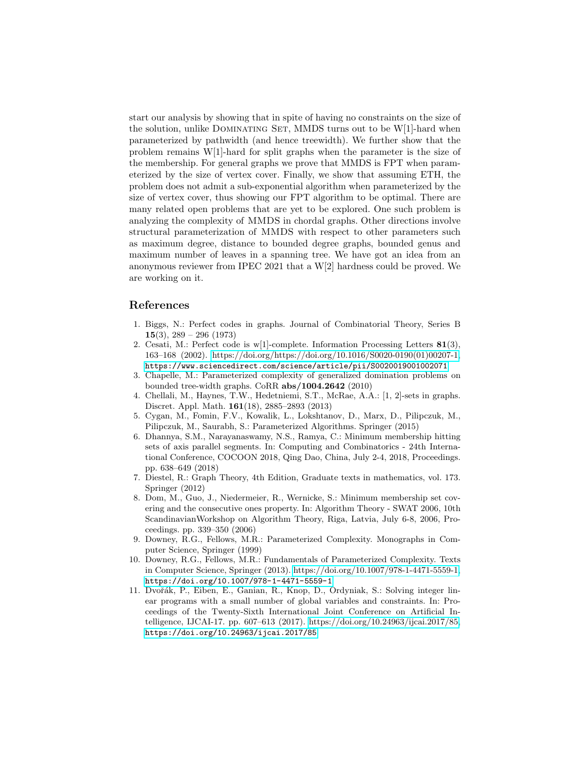start our analysis by showing that in spite of having no constraints on the size of the solution, unlike Dominating Set, MMDS turns out to be W[1]-hard when parameterized by pathwidth (and hence treewidth). We further show that the problem remains W[1]-hard for split graphs when the parameter is the size of the membership. For general graphs we prove that MMDS is FPT when parameterized by the size of vertex cover. Finally, we show that assuming ETH, the problem does not admit a sub-exponential algorithm when parameterized by the size of vertex cover, thus showing our FPT algorithm to be optimal. There are many related open problems that are yet to be explored. One such problem is analyzing the complexity of MMDS in chordal graphs. Other directions involve structural parameterization of MMDS with respect to other parameters such as maximum degree, distance to bounded degree graphs, bounded genus and maximum number of leaves in a spanning tree. We have got an idea from an anonymous reviewer from IPEC 2021 that a W[2] hardness could be proved. We are working on it.

## References

1. Biggs, N.: Perfect codes in graphs. Journal of Combinatorial Theory, Series B **15**(3), 289 – 296 (1973)
2. Cesati, M.: Perfect code is w[1]-complete. Information Processing Letters **81**(3), 163–168 (2002). https://doi.org/https://doi.org/10.1016/S0020-0190(01)00207-1, `https://www.sciencedirect.com/science/article/pii/S0020019001002071`
3. Chapelle, M.: Parameterized complexity of generalized domination problems on bounded tree-width graphs. CoRR **abs/1004.2642** (2010)
4. Chellali, M., Haynes, T.W., Hedetniemi, S.T., McRae, A.A.: [1, 2]-sets in graphs. Discret. Appl. Math. **161**(18), 2885–2893 (2013)
5. Cygan, M., Fomin, F.V., Kowalik, L., Lokshtanov, D., Marx, D., Pilipczuk, M., Pilipczuk, M., Saurabh, S.: Parameterized Algorithms. Springer (2015)
6. Dhannya, S.M., Narayanaswamy, N.S., Ramya, C.: Minimum membership hitting sets of axis parallel segments. In: Computing and Combinatorics - 24th International Conference, COCOON 2018, Qing Dao, China, July 2-4, 2018, Proceedings. pp. 638–649 (2018)
7. Diestel, R.: Graph Theory, 4th Edition, Graduate texts in mathematics, vol. 173. Springer (2012)
8. Dom, M., Guo, J., Niedermeier, R., Wernicke, S.: Minimum membership set covering and the consecutive ones property. In: Algorithm Theory - SWAT 2006, 10th ScandinavianWorkshop on Algorithm Theory, Riga, Latvia, July 6-8, 2006, Proceedings. pp. 339–350 (2006)
9. Downey, R.G., Fellows, M.R.: Parameterized Complexity. Monographs in Computer Science, Springer (1999)
10. Downey, R.G., Fellows, M.R.: Fundamentals of Parameterized Complexity. Texts in Computer Science, Springer (2013). https://doi.org/10.1007/978-1-4471-5559-1, `https://doi.org/10.1007/978-1-4471-5559-1`
11. Dvořák, P., Eiben, E., Ganian, R., Knop, D., Ordyniak, S.: Solving integer linear programs with a small number of global variables and constraints. In: Proceedings of the Twenty-Sixth International Joint Conference on Artificial Intelligence, IJCAI-17. pp. 607–613 (2017). https://doi.org/10.24963/ijcai.2017/85, `https://doi.org/10.24963/ijcai.2017/85`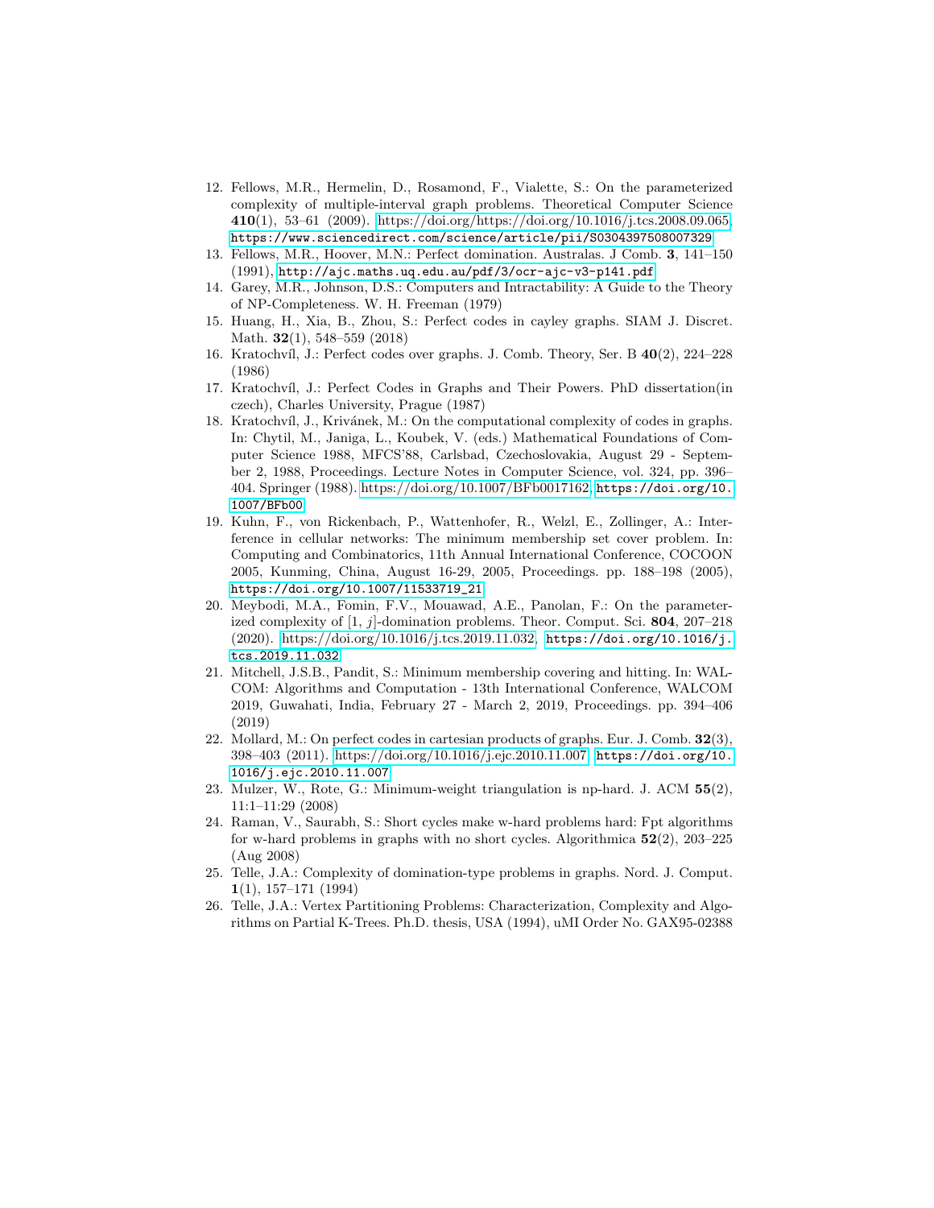12. Fellows, M.R., Hermelin, D., Rosamond, F., Vialette, S.: On the parameterized complexity of multiple-interval graph problems. Theoretical Computer Science **410**(1), 53–61 (2009). https://doi.org/https://doi.org/10.1016/j.tcs.2008.09.065, `https://www.sciencedirect.com/science/article/pii/S0304397508007329`
13. Fellows, M.R., Hoover, M.N.: Perfect domination. Australas. J Comb. **3**, 141–150 (1991), `http://ajc.maths.uq.edu.au/pdf/3/ocr-ajc-v3-p141.pdf`
14. Garey, M.R., Johnson, D.S.: Computers and Intractability: A Guide to the Theory of NP-Completeness. W. H. Freeman (1979)
15. Huang, H., Xia, B., Zhou, S.: Perfect codes in cayley graphs. SIAM J. Discret. Math. **32**(1), 548–559 (2018)
16. Kratochvíl, J.: Perfect codes over graphs. J. Comb. Theory, Ser. B **40**(2), 224–228 (1986)
17. Kratochvíl, J.: Perfect Codes in Graphs and Their Powers. PhD dissertation(in czech), Charles University, Prague (1987)
18. Kratochvíl, J., Krivánek, M.: On the computational complexity of codes in graphs. In: Chytil, M., Janiga, L., Koubek, V. (eds.) Mathematical Foundations of Computer Science 1988, MFCS'88, Carlsbad, Czechoslovakia, August 29 - September 2, 1988, Proceedings. Lecture Notes in Computer Science, vol. 324, pp. 396–404. Springer (1988). https://doi.org/10.1007/BFb0017162, `https://doi.org/10.1007/BFb00`
19. Kuhn, F., von Rickenbach, P., Wattenhofer, R., Welzl, E., Zollinger, A.: Interference in cellular networks: The minimum membership set cover problem. In: Computing and Combinatorics, 11th Annual International Conference, COCOON 2005, Kunming, China, August 16-29, 2005, Proceedings. pp. 188–198 (2005), `https://doi.org/10.1007/11533719_21`
20. Meybodi, M.A., Fomin, F.V., Mouawad, A.E., Panolan, F.: On the parameterized complexity of $[1, j]$-domination problems. Theor. Comput. Sci. **804**, 207–218 (2020). https://doi.org/10.1016/j.tcs.2019.11.032, `https://doi.org/10.1016/j.tcs.2019.11.032`
21. Mitchell, J.S.B., Pandit, S.: Minimum membership covering and hitting. In: WALCOM: Algorithms and Computation - 13th International Conference, WALCOM 2019, Guwahati, India, February 27 - March 2, 2019, Proceedings. pp. 394–406 (2019)
22. Mollard, M.: On perfect codes in cartesian products of graphs. Eur. J. Comb. **32**(3), 398–403 (2011). https://doi.org/10.1016/j.ejc.2010.11.007, `https://doi.org/10.1016/j.ejc.2010.11.007`
23. Mulzer, W., Rote, G.: Minimum-weight triangulation is np-hard. J. ACM **55**(2), 11:1–11:29 (2008)
24. Raman, V., Saurabh, S.: Short cycles make w-hard problems hard: Fpt algorithms for w-hard problems in graphs with no short cycles. Algorithmica **52**(2), 203–225 (Aug 2008)
25. Telle, J.A.: Complexity of domination-type problems in graphs. Nord. J. Comput. **1**(1), 157–171 (1994)
26. Telle, J.A.: Vertex Partitioning Problems: Characterization, Complexity and Algorithms on Partial K-Trees. Ph.D. thesis, USA (1994), uMI Order No. GAX95-02388